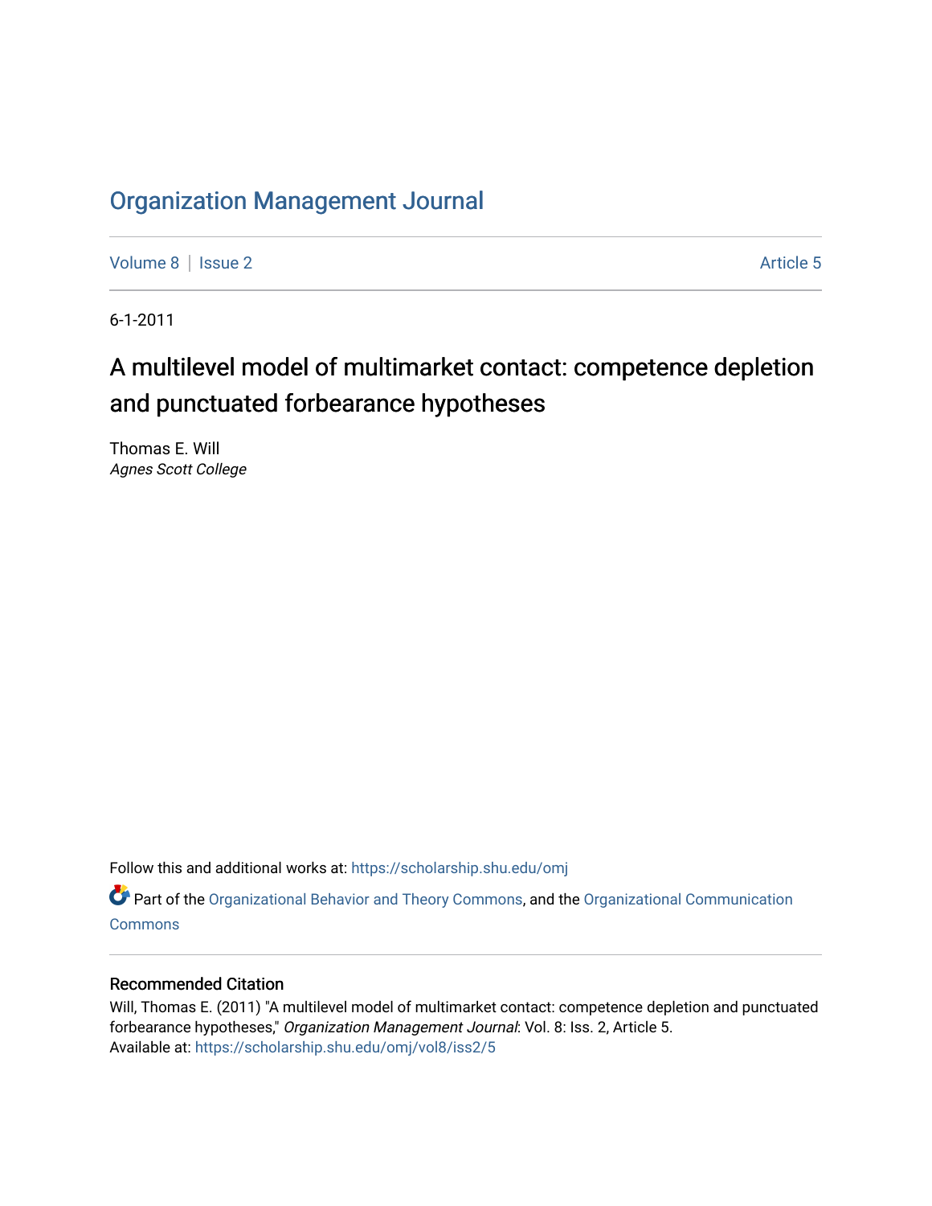# Organization Management Journal

Volume 8 | Issue 2 Article 5

6-1-2011

## A multilevel model of multimarket contact: competence depletion and punctuated forbearance hypotheses

Thomas E. Will
*Agnes Scott College*

Follow this and additional works at: https://scholarship.shu.edu/omj

Part of the Organizational Behavior and Theory Commons, and the Organizational Communication Commons

### Recommended Citation

Will, Thomas E. (2011) "A multilevel model of multimarket contact: competence depletion and punctuated forbearance hypotheses," *Organization Management Journal*: Vol. 8: Iss. 2, Article 5.
Available at: https://scholarship.shu.edu/omj/vol8/iss2/5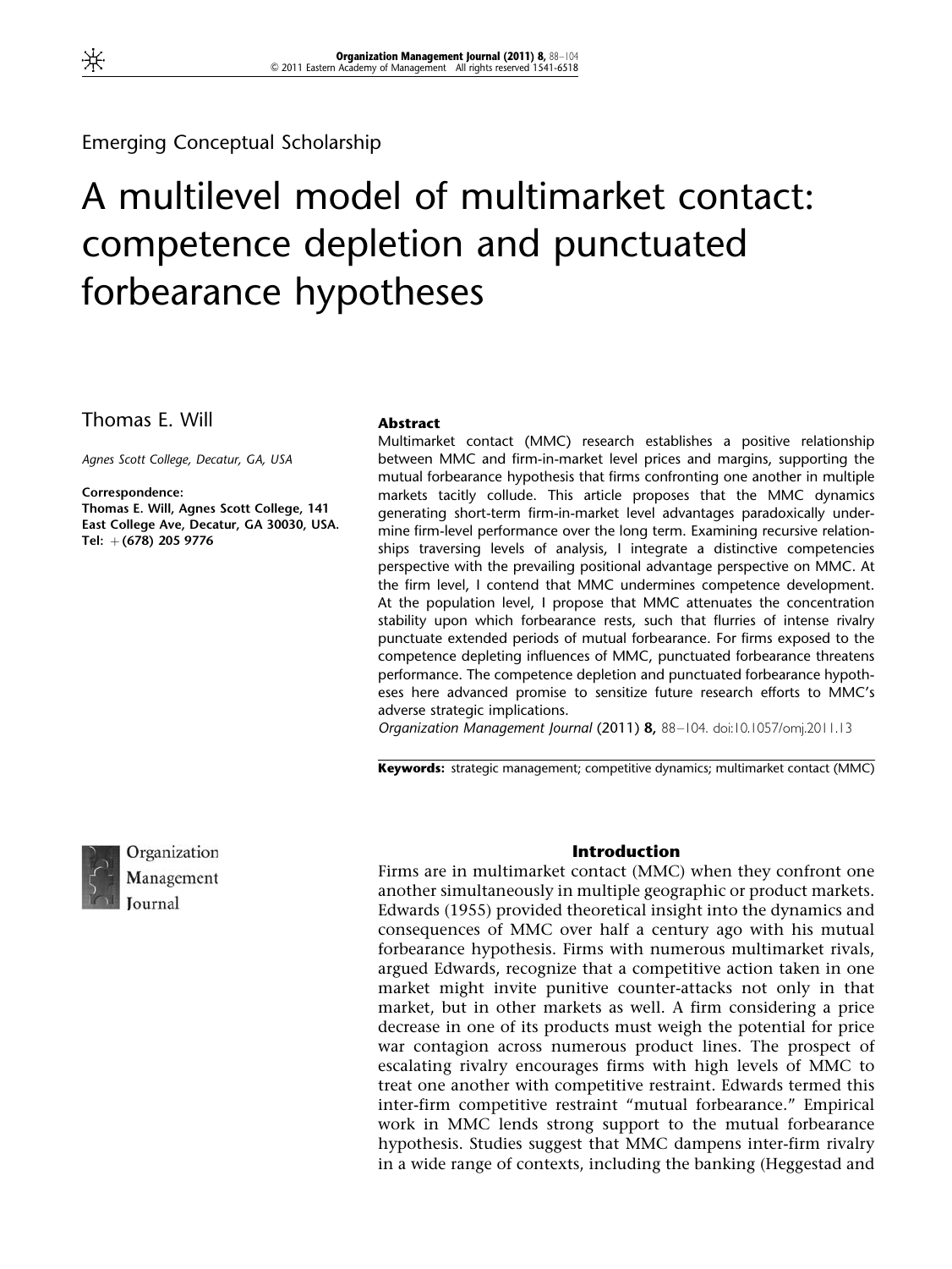Emerging Conceptual Scholarship

# A multilevel model of multimarket contact: competence depletion and punctuated forbearance hypotheses

Thomas E. Will

*Agnes Scott College, Decatur, GA, USA*

**Correspondence:**
**Thomas E. Will, Agnes Scott College, 141 East College Ave, Decatur, GA 30030, USA.**
**Tel: +(678) 205 9776**

## Abstract

Multimarket contact (MMC) research establishes a positive relationship between MMC and firm-in-market level prices and margins, supporting the mutual forbearance hypothesis that firms confronting one another in multiple markets tacitly collude. This article proposes that the MMC dynamics generating short-term firm-in-market level advantages paradoxically undermine firm-level performance over the long term. Examining recursive relationships traversing levels of analysis, I integrate a distinctive competencies perspective with the prevailing positional advantage perspective on MMC. At the firm level, I contend that MMC undermines competence development. At the population level, I propose that MMC attenuates the concentration stability upon which forbearance rests, such that flurries of intense rivalry punctuate extended periods of mutual forbearance. For firms exposed to the competence depleting influences of MMC, punctuated forbearance threatens performance. The competence depletion and punctuated forbearance hypotheses here advanced promise to sensitize future research efforts to MMC's adverse strategic implications.

*Organization Management Journal* (2011) **8,** 88–104. doi:10.1057/omj.2011.13

**Keywords:** strategic management; competitive dynamics; multimarket contact (MMC)

## Introduction

Firms are in multimarket contact (MMC) when they confront one another simultaneously in multiple geographic or product markets. Edwards (1955) provided theoretical insight into the dynamics and consequences of MMC over half a century ago with his mutual forbearance hypothesis. Firms with numerous multimarket rivals, argued Edwards, recognize that a competitive action taken in one market might invite punitive counter-attacks not only in that market, but in other markets as well. A firm considering a price decrease in one of its products must weigh the potential for price war contagion across numerous product lines. The prospect of escalating rivalry encourages firms with high levels of MMC to treat one another with competitive restraint. Edwards termed this inter-firm competitive restraint "mutual forbearance." Empirical work in MMC lends strong support to the mutual forbearance hypothesis. Studies suggest that MMC dampens inter-firm rivalry in a wide range of contexts, including the banking (Heggestad and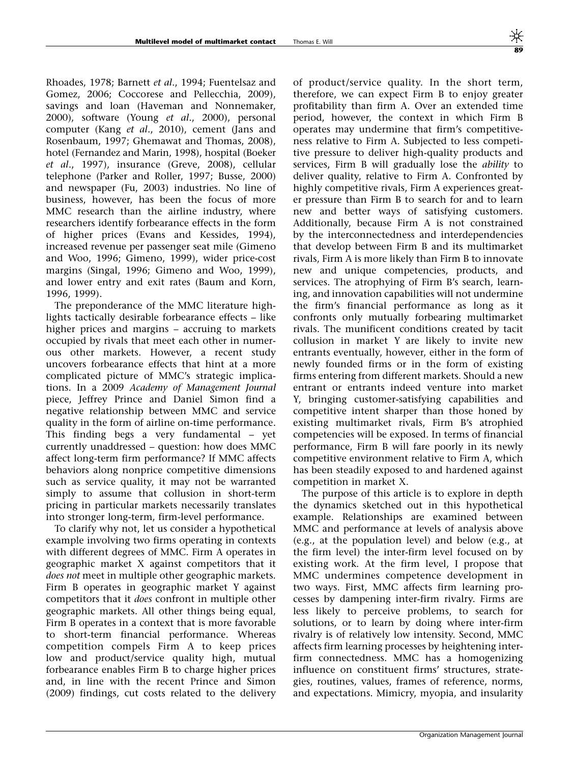Rhoades, 1978; Barnett *et al*., 1994; Fuentelsaz and Gomez, 2006; Coccorese and Pellecchia, 2009), savings and loan (Haveman and Nonnemaker, 2000), software (Young *et al*., 2000), personal computer (Kang *et al*., 2010), cement (Jans and Rosenbaum, 1997; Ghemawat and Thomas, 2008), hotel (Fernandez and Marin, 1998), hospital (Boeker *et al*., 1997), insurance (Greve, 2008), cellular telephone (Parker and Roller, 1997; Busse, 2000) and newspaper (Fu, 2003) industries. No line of business, however, has been the focus of more MMC research than the airline industry, where researchers identify forbearance effects in the form of higher prices (Evans and Kessides, 1994), increased revenue per passenger seat mile (Gimeno and Woo, 1996; Gimeno, 1999), wider price-cost margins (Singal, 1996; Gimeno and Woo, 1999), and lower entry and exit rates (Baum and Korn, 1996, 1999).

The preponderance of the MMC literature highlights tactically desirable forbearance effects – like higher prices and margins – accruing to markets occupied by rivals that meet each other in numerous other markets. However, a recent study uncovers forbearance effects that hint at a more complicated picture of MMC's strategic implications. In a 2009 *Academy of Management Journal* piece, Jeffrey Prince and Daniel Simon find a negative relationship between MMC and service quality in the form of airline on-time performance. This finding begs a very fundamental – yet currently unaddressed – question: how does MMC affect long-term firm performance? If MMC affects behaviors along nonprice competitive dimensions such as service quality, it may not be warranted simply to assume that collusion in short-term pricing in particular markets necessarily translates into stronger long-term, firm-level performance.

To clarify why not, let us consider a hypothetical example involving two firms operating in contexts with different degrees of MMC. Firm A operates in geographic market X against competitors that it *does not* meet in multiple other geographic markets. Firm B operates in geographic market Y against competitors that it *does* confront in multiple other geographic markets. All other things being equal, Firm B operates in a context that is more favorable to short-term financial performance. Whereas competition compels Firm A to keep prices low and product/service quality high, mutual forbearance enables Firm B to charge higher prices and, in line with the recent Prince and Simon (2009) findings, cut costs related to the delivery of product/service quality. In the short term, therefore, we can expect Firm B to enjoy greater profitability than firm A. Over an extended time period, however, the context in which Firm B operates may undermine that firm's competitiveness relative to Firm A. Subjected to less competitive pressure to deliver high-quality products and services, Firm B will gradually lose the *ability* to deliver quality, relative to Firm A. Confronted by highly competitive rivals, Firm A experiences greater pressure than Firm B to search for and to learn new and better ways of satisfying customers. Additionally, because Firm A is not constrained by the interconnectedness and interdependencies that develop between Firm B and its multimarket rivals, Firm A is more likely than Firm B to innovate new and unique competencies, products, and services. The atrophying of Firm B's search, learning, and innovation capabilities will not undermine the firm's financial performance as long as it confronts only mutually forbearing multimarket rivals. The munificent conditions created by tacit collusion in market Y are likely to invite new entrants eventually, however, either in the form of newly founded firms or in the form of existing firms entering from different markets. Should a new entrant or entrants indeed venture into market Y, bringing customer-satisfying capabilities and competitive intent sharper than those honed by existing multimarket rivals, Firm B's atrophied competencies will be exposed. In terms of financial performance, Firm B will fare poorly in its newly competitive environment relative to Firm A, which has been steadily exposed to and hardened against competition in market X.

The purpose of this article is to explore in depth the dynamics sketched out in this hypothetical example. Relationships are examined between MMC and performance at levels of analysis above (e.g., at the population level) and below (e.g., at the firm level) the inter-firm level focused on by existing work. At the firm level, I propose that MMC undermines competence development in two ways. First, MMC affects firm learning processes by dampening inter-firm rivalry. Firms are less likely to perceive problems, to search for solutions, or to learn by doing where inter-firm rivalry is of relatively low intensity. Second, MMC affects firm learning processes by heightening inter-firm connectedness. MMC has a homogenizing influence on constituent firms' structures, strategies, routines, values, frames of reference, norms, and expectations. Mimicry, myopia, and insularity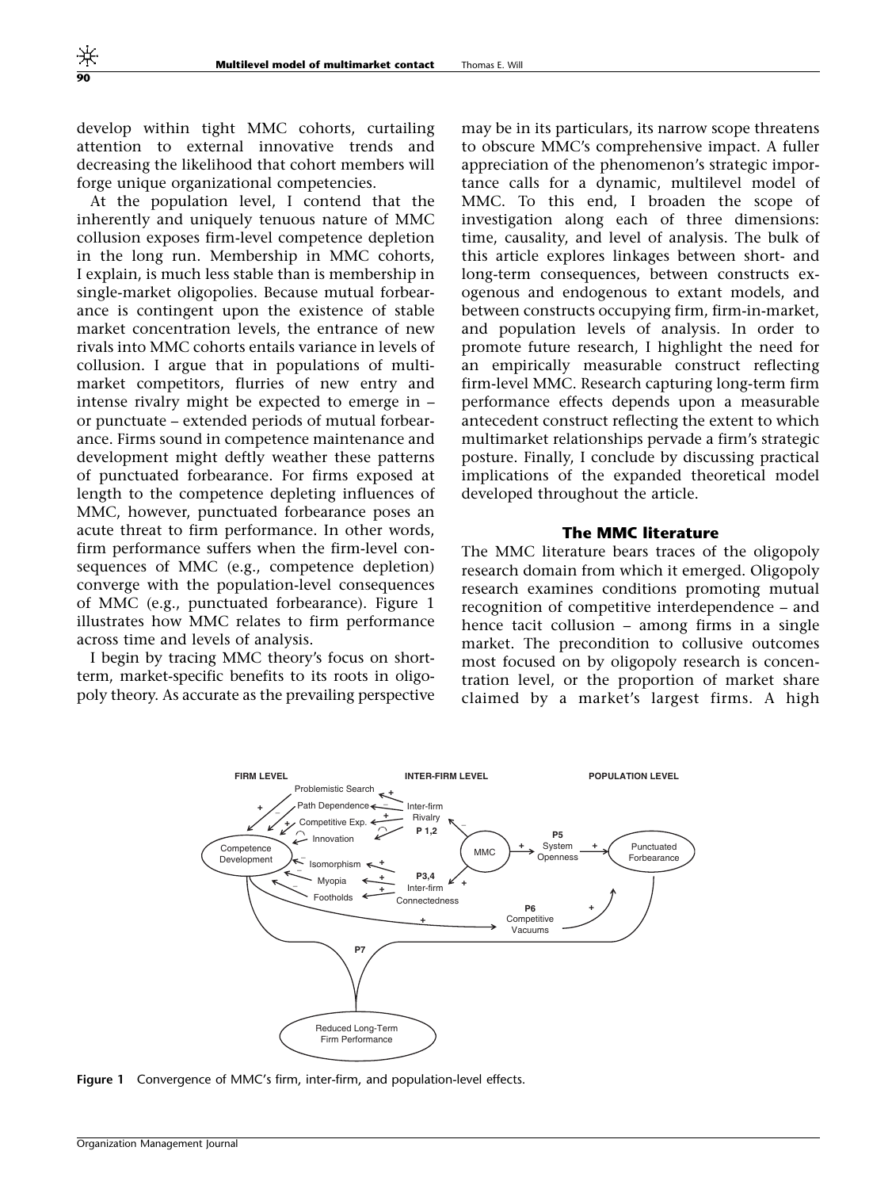develop within tight MMC cohorts, curtailing attention to external innovative trends and decreasing the likelihood that cohort members will forge unique organizational competencies.

At the population level, I contend that the inherently and uniquely tenuous nature of MMC collusion exposes firm-level competence depletion in the long run. Membership in MMC cohorts, I explain, is much less stable than is membership in single-market oligopolies. Because mutual forbearance is contingent upon the existence of stable market concentration levels, the entrance of new rivals into MMC cohorts entails variance in levels of collusion. I argue that in populations of multimarket competitors, flurries of new entry and intense rivalry might be expected to emerge in – or punctuate – extended periods of mutual forbearance. Firms sound in competence maintenance and development might deftly weather these patterns of punctuated forbearance. For firms exposed at length to the competence depleting influences of MMC, however, punctuated forbearance poses an acute threat to firm performance. In other words, firm performance suffers when the firm-level consequences of MMC (e.g., competence depletion) converge with the population-level consequences of MMC (e.g., punctuated forbearance). Figure 1 illustrates how MMC relates to firm performance across time and levels of analysis.

I begin by tracing MMC theory's focus on short-term, market-specific benefits to its roots in oligopoly theory. As accurate as the prevailing perspective may be in its particulars, its narrow scope threatens to obscure MMC's comprehensive impact. A fuller appreciation of the phenomenon's strategic importance calls for a dynamic, multilevel model of MMC. To this end, I broaden the scope of investigation along each of three dimensions: time, causality, and level of analysis. The bulk of this article explores linkages between short- and long-term consequences, between constructs exogenous and endogenous to extant models, and between constructs occupying firm, firm-in-market, and population levels of analysis. In order to promote future research, I highlight the need for an empirically measurable construct reflecting firm-level MMC. Research capturing long-term firm performance effects depends upon a measurable antecedent construct reflecting the extent to which multimarket relationships pervade a firm's strategic posture. Finally, I conclude by discussing practical implications of the expanded theoretical model developed throughout the article.

## The MMC literature

The MMC literature bears traces of the oligopoly research domain from which it emerged. Oligopoly research examines conditions promoting mutual recognition of competitive interdependence – and hence tacit collusion – among firms in a single market. The precondition to collusive outcomes most focused on by oligopoly research is concentration level, or the proportion of market share claimed by a market's largest firms. A high

FIRM LEVEL
INTER-FIRM LEVEL
POPULATION LEVEL
Problemistic Search
Path Dependence
Competitive Exp.
Innovation
Competence Development
Isomorphism
Myopia
Footholds
Inter-firm Rivalry
P 1,2
P3,4
Inter-firm Connectedness
MMC
P5
System Openness
Punctuated Forbearance
P6
Competitive Vacuums
P7
Reduced Long-Term Firm Performance

**Figure 1** Convergence of MMC's firm, inter-firm, and population-level effects.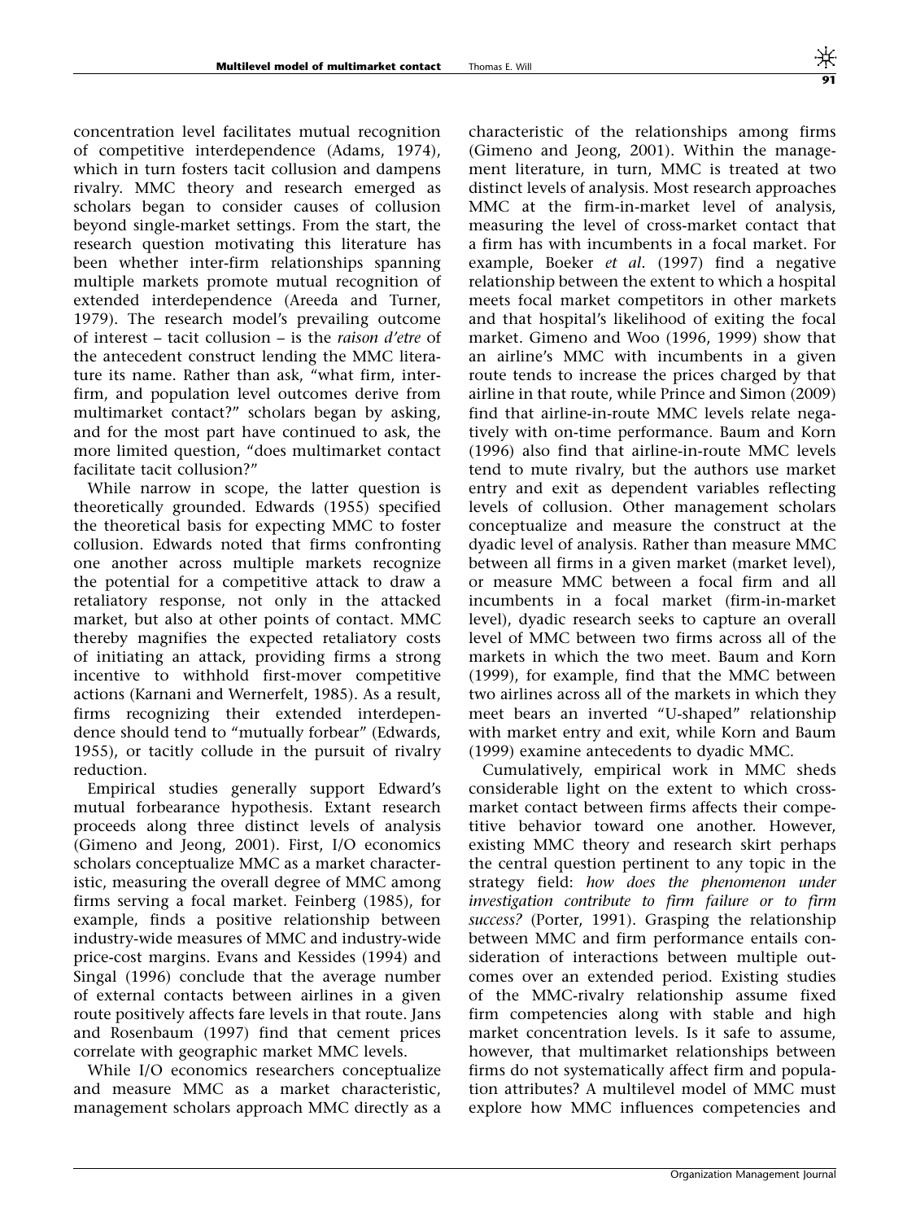concentration level facilitates mutual recognition of competitive interdependence (Adams, 1974), which in turn fosters tacit collusion and dampens rivalry. MMC theory and research emerged as scholars began to consider causes of collusion beyond single-market settings. From the start, the research question motivating this literature has been whether inter-firm relationships spanning multiple markets promote mutual recognition of extended interdependence (Areeda and Turner, 1979). The research model's prevailing outcome of interest – tacit collusion – is the *raison d'etre* of the antecedent construct lending the MMC literature its name. Rather than ask, "what firm, inter-firm, and population level outcomes derive from multimarket contact?" scholars began by asking, and for the most part have continued to ask, the more limited question, "does multimarket contact facilitate tacit collusion?"

While narrow in scope, the latter question is theoretically grounded. Edwards (1955) specified the theoretical basis for expecting MMC to foster collusion. Edwards noted that firms confronting one another across multiple markets recognize the potential for a competitive attack to draw a retaliatory response, not only in the attacked market, but also at other points of contact. MMC thereby magnifies the expected retaliatory costs of initiating an attack, providing firms a strong incentive to withhold first-mover competitive actions (Karnani and Wernerfelt, 1985). As a result, firms recognizing their extended interdependence should tend to "mutually forbear" (Edwards, 1955), or tacitly collude in the pursuit of rivalry reduction.

Empirical studies generally support Edward's mutual forbearance hypothesis. Extant research proceeds along three distinct levels of analysis (Gimeno and Jeong, 2001). First, I/O economics scholars conceptualize MMC as a market characteristic, measuring the overall degree of MMC among firms serving a focal market. Feinberg (1985), for example, finds a positive relationship between industry-wide measures of MMC and industry-wide price-cost margins. Evans and Kessides (1994) and Singal (1996) conclude that the average number of external contacts between airlines in a given route positively affects fare levels in that route. Jans and Rosenbaum (1997) find that cement prices correlate with geographic market MMC levels.

While I/O economics researchers conceptualize and measure MMC as a market characteristic, management scholars approach MMC directly as a characteristic of the relationships among firms (Gimeno and Jeong, 2001). Within the management literature, in turn, MMC is treated at two distinct levels of analysis. Most research approaches MMC at the firm-in-market level of analysis, measuring the level of cross-market contact that a firm has with incumbents in a focal market. For example, Boeker *et al.* (1997) find a negative relationship between the extent to which a hospital meets focal market competitors in other markets and that hospital's likelihood of exiting the focal market. Gimeno and Woo (1996, 1999) show that an airline's MMC with incumbents in a given route tends to increase the prices charged by that airline in that route, while Prince and Simon (2009) find that airline-in-route MMC levels relate negatively with on-time performance. Baum and Korn (1996) also find that airline-in-route MMC levels tend to mute rivalry, but the authors use market entry and exit as dependent variables reflecting levels of collusion. Other management scholars conceptualize and measure the construct at the dyadic level of analysis. Rather than measure MMC between all firms in a given market (market level), or measure MMC between a focal firm and all incumbents in a focal market (firm-in-market level), dyadic research seeks to capture an overall level of MMC between two firms across all of the markets in which the two meet. Baum and Korn (1999), for example, find that the MMC between two airlines across all of the markets in which they meet bears an inverted "U-shaped" relationship with market entry and exit, while Korn and Baum (1999) examine antecedents to dyadic MMC.

Cumulatively, empirical work in MMC sheds considerable light on the extent to which cross-market contact between firms affects their competitive behavior toward one another. However, existing MMC theory and research skirt perhaps the central question pertinent to any topic in the strategy field: *how does the phenomenon under investigation contribute to firm failure or to firm success?* (Porter, 1991). Grasping the relationship between MMC and firm performance entails consideration of interactions between multiple outcomes over an extended period. Existing studies of the MMC-rivalry relationship assume fixed firm competencies along with stable and high market concentration levels. Is it safe to assume, however, that multimarket relationships between firms do not systematically affect firm and population attributes? A multilevel model of MMC must explore how MMC influences competencies and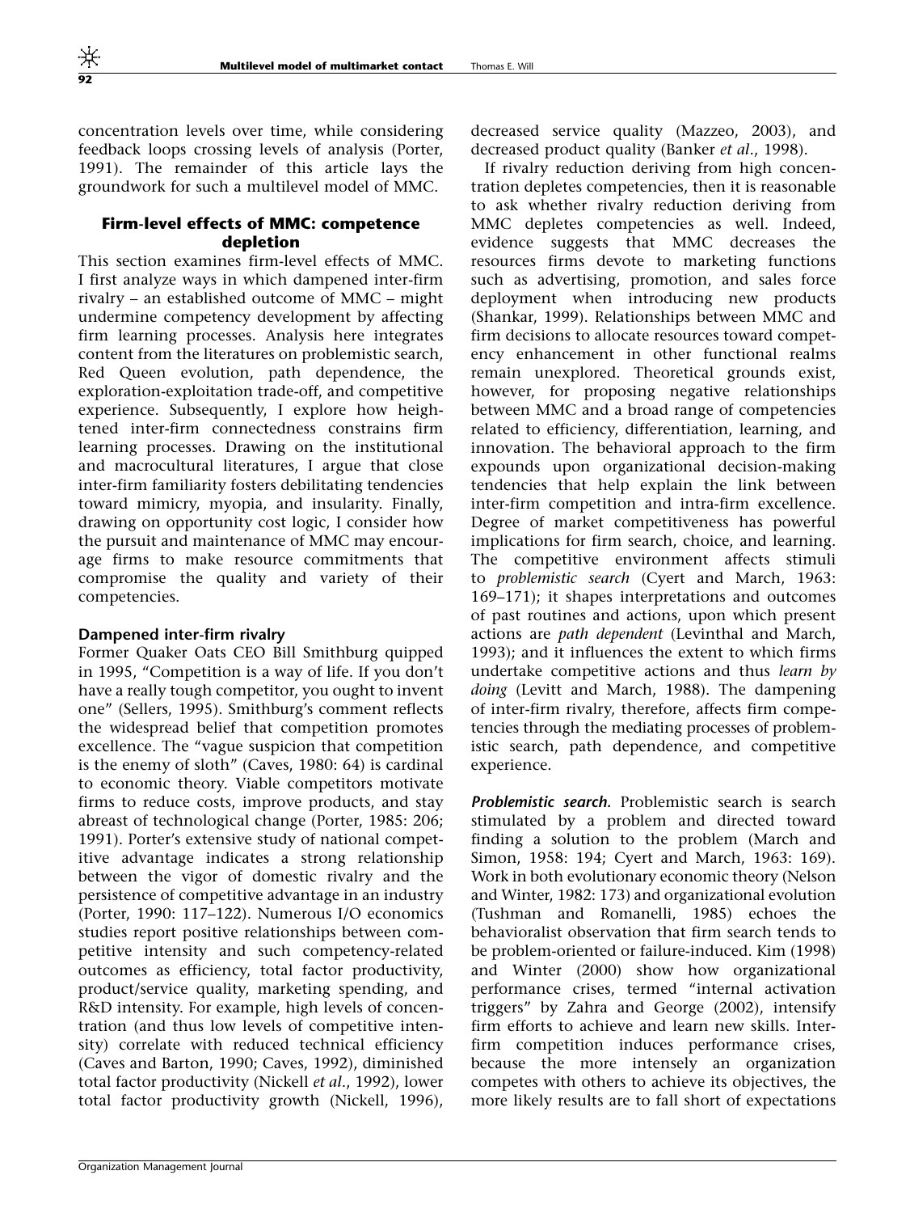concentration levels over time, while considering feedback loops crossing levels of analysis (Porter, 1991). The remainder of this article lays the groundwork for such a multilevel model of MMC.

## Firm-level effects of MMC: competence depletion

This section examines firm-level effects of MMC. I first analyze ways in which dampened inter-firm rivalry – an established outcome of MMC – might undermine competency development by affecting firm learning processes. Analysis here integrates content from the literatures on problemistic search, Red Queen evolution, path dependence, the exploration-exploitation trade-off, and competitive experience. Subsequently, I explore how heightened inter-firm connectedness constrains firm learning processes. Drawing on the institutional and macrocultural literatures, I argue that close inter-firm familiarity fosters debilitating tendencies toward mimicry, myopia, and insularity. Finally, drawing on opportunity cost logic, I consider how the pursuit and maintenance of MMC may encourage firms to make resource commitments that compromise the quality and variety of their competencies.

### Dampened inter-firm rivalry

Former Quaker Oats CEO Bill Smithburg quipped in 1995, "Competition is a way of life. If you don't have a really tough competitor, you ought to invent one" (Sellers, 1995). Smithburg's comment reflects the widespread belief that competition promotes excellence. The "vague suspicion that competition is the enemy of sloth" (Caves, 1980: 64) is cardinal to economic theory. Viable competitors motivate firms to reduce costs, improve products, and stay abreast of technological change (Porter, 1985: 206; 1991). Porter's extensive study of national competitive advantage indicates a strong relationship between the vigor of domestic rivalry and the persistence of competitive advantage in an industry (Porter, 1990: 117–122). Numerous I/O economics studies report positive relationships between competitive intensity and such competency-related outcomes as efficiency, total factor productivity, product/service quality, marketing spending, and R&D intensity. For example, high levels of concentration (and thus low levels of competitive intensity) correlate with reduced technical efficiency (Caves and Barton, 1990; Caves, 1992), diminished total factor productivity (Nickell *et al.*, 1992), lower total factor productivity growth (Nickell, 1996), decreased service quality (Mazzeo, 2003), and decreased product quality (Banker *et al.*, 1998).

If rivalry reduction deriving from high concentration depletes competencies, then it is reasonable to ask whether rivalry reduction deriving from MMC depletes competencies as well. Indeed, evidence suggests that MMC decreases the resources firms devote to marketing functions such as advertising, promotion, and sales force deployment when introducing new products (Shankar, 1999). Relationships between MMC and firm decisions to allocate resources toward competency enhancement in other functional realms remain unexplored. Theoretical grounds exist, however, for proposing negative relationships between MMC and a broad range of competencies related to efficiency, differentiation, learning, and innovation. The behavioral approach to the firm expounds upon organizational decision-making tendencies that help explain the link between inter-firm competition and intra-firm excellence. Degree of market competitiveness has powerful implications for firm search, choice, and learning. The competitive environment affects stimuli to *problemistic search* (Cyert and March, 1963: 169–171); it shapes interpretations and outcomes of past routines and actions, upon which present actions are *path dependent* (Levinthal and March, 1993); and it influences the extent to which firms undertake competitive actions and thus *learn by doing* (Levitt and March, 1988). The dampening of inter-firm rivalry, therefore, affects firm competencies through the mediating processes of problemistic search, path dependence, and competitive experience.

***Problemistic search.*** Problemistic search is search stimulated by a problem and directed toward finding a solution to the problem (March and Simon, 1958: 194; Cyert and March, 1963: 169). Work in both evolutionary economic theory (Nelson and Winter, 1982: 173) and organizational evolution (Tushman and Romanelli, 1985) echoes the behavioralist observation that firm search tends to be problem-oriented or failure-induced. Kim (1998) and Winter (2000) show how organizational performance crises, termed "internal activation triggers" by Zahra and George (2002), intensify firm efforts to achieve and learn new skills. Inter-firm competition induces performance crises, because the more intensely an organization competes with others to achieve its objectives, the more likely results are to fall short of expectations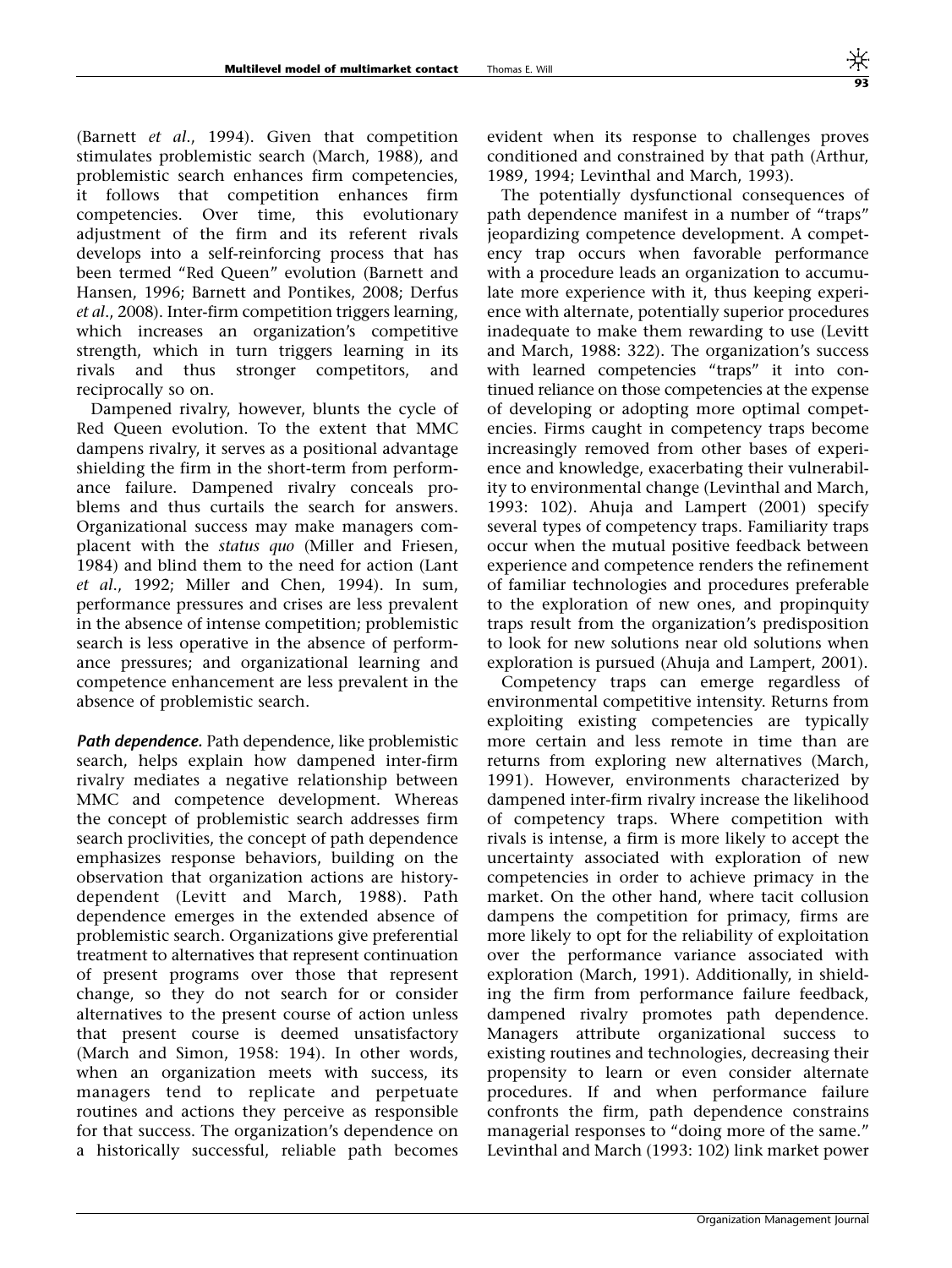(Barnett *et al*., 1994). Given that competition stimulates problemistic search (March, 1988), and problemistic search enhances firm competencies, it follows that competition enhances firm competencies. Over time, this evolutionary adjustment of the firm and its referent rivals develops into a self-reinforcing process that has been termed "Red Queen" evolution (Barnett and Hansen, 1996; Barnett and Pontikes, 2008; Derfus *et al*., 2008). Inter-firm competition triggers learning, which increases an organization's competitive strength, which in turn triggers learning in its rivals and thus stronger competitors, and reciprocally so on.

Dampened rivalry, however, blunts the cycle of Red Queen evolution. To the extent that MMC dampens rivalry, it serves as a positional advantage shielding the firm in the short-term from performance failure. Dampened rivalry conceals problems and thus curtails the search for answers. Organizational success may make managers complacent with the *status quo* (Miller and Friesen, 1984) and blind them to the need for action (Lant *et al*., 1992; Miller and Chen, 1994). In sum, performance pressures and crises are less prevalent in the absence of intense competition; problemistic search is less operative in the absence of performance pressures; and organizational learning and competence enhancement are less prevalent in the absence of problemistic search.

***Path dependence.*** Path dependence, like problemistic search, helps explain how dampened inter-firm rivalry mediates a negative relationship between MMC and competence development. Whereas the concept of problemistic search addresses firm search proclivities, the concept of path dependence emphasizes response behaviors, building on the observation that organization actions are history-dependent (Levitt and March, 1988). Path dependence emerges in the extended absence of problemistic search. Organizations give preferential treatment to alternatives that represent continuation of present programs over those that represent change, so they do not search for or consider alternatives to the present course of action unless that present course is deemed unsatisfactory (March and Simon, 1958: 194). In other words, when an organization meets with success, its managers tend to replicate and perpetuate routines and actions they perceive as responsible for that success. The organization's dependence on a historically successful, reliable path becomes evident when its response to challenges proves conditioned and constrained by that path (Arthur, 1989, 1994; Levinthal and March, 1993).

The potentially dysfunctional consequences of path dependence manifest in a number of "traps" jeopardizing competence development. A competency trap occurs when favorable performance with a procedure leads an organization to accumulate more experience with it, thus keeping experience with alternate, potentially superior procedures inadequate to make them rewarding to use (Levitt and March, 1988: 322). The organization's success with learned competencies "traps" it into continued reliance on those competencies at the expense of developing or adopting more optimal competencies. Firms caught in competency traps become increasingly removed from other bases of experience and knowledge, exacerbating their vulnerability to environmental change (Levinthal and March, 1993: 102). Ahuja and Lampert (2001) specify several types of competency traps. Familiarity traps occur when the mutual positive feedback between experience and competence renders the refinement of familiar technologies and procedures preferable to the exploration of new ones, and propinquity traps result from the organization's predisposition to look for new solutions near old solutions when exploration is pursued (Ahuja and Lampert, 2001).

Competency traps can emerge regardless of environmental competitive intensity. Returns from exploiting existing competencies are typically more certain and less remote in time than are returns from exploring new alternatives (March, 1991). However, environments characterized by dampened inter-firm rivalry increase the likelihood of competency traps. Where competition with rivals is intense, a firm is more likely to accept the uncertainty associated with exploration of new competencies in order to achieve primacy in the market. On the other hand, where tacit collusion dampens the competition for primacy, firms are more likely to opt for the reliability of exploitation over the performance variance associated with exploration (March, 1991). Additionally, in shielding the firm from performance failure feedback, dampened rivalry promotes path dependence. Managers attribute organizational success to existing routines and technologies, decreasing their propensity to learn or even consider alternate procedures. If and when performance failure confronts the firm, path dependence constrains managerial responses to "doing more of the same." Levinthal and March (1993: 102) link market power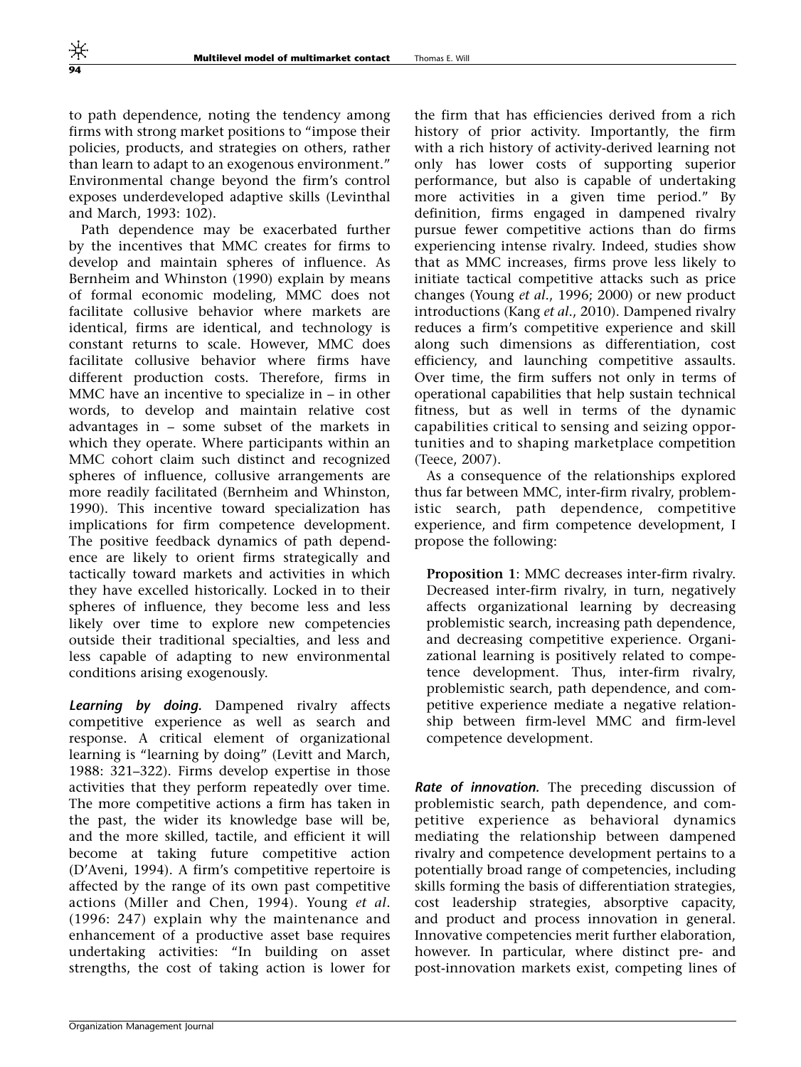to path dependence, noting the tendency among firms with strong market positions to "impose their policies, products, and strategies on others, rather than learn to adapt to an exogenous environment." Environmental change beyond the firm's control exposes underdeveloped adaptive skills (Levinthal and March, 1993: 102).

Path dependence may be exacerbated further by the incentives that MMC creates for firms to develop and maintain spheres of influence. As Bernheim and Whinston (1990) explain by means of formal economic modeling, MMC does not facilitate collusive behavior where markets are identical, firms are identical, and technology is constant returns to scale. However, MMC does facilitate collusive behavior where firms have different production costs. Therefore, firms in MMC have an incentive to specialize in – in other words, to develop and maintain relative cost advantages in – some subset of the markets in which they operate. Where participants within an MMC cohort claim such distinct and recognized spheres of influence, collusive arrangements are more readily facilitated (Bernheim and Whinston, 1990). This incentive toward specialization has implications for firm competence development. The positive feedback dynamics of path dependence are likely to orient firms strategically and tactically toward markets and activities in which they have excelled historically. Locked in to their spheres of influence, they become less and less likely over time to explore new competencies outside their traditional specialties, and less and less capable of adapting to new environmental conditions arising exogenously.

***Learning by doing.*** Dampened rivalry affects competitive experience as well as search and response. A critical element of organizational learning is "learning by doing" (Levitt and March, 1988: 321–322). Firms develop expertise in those activities that they perform repeatedly over time. The more competitive actions a firm has taken in the past, the wider its knowledge base will be, and the more skilled, tactile, and efficient it will become at taking future competitive action (D'Aveni, 1994). A firm's competitive repertoire is affected by the range of its own past competitive actions (Miller and Chen, 1994). Young *et al.* (1996: 247) explain why the maintenance and enhancement of a productive asset base requires undertaking activities: "In building on asset strengths, the cost of taking action is lower for the firm that has efficiencies derived from a rich history of prior activity. Importantly, the firm with a rich history of activity-derived learning not only has lower costs of supporting superior performance, but also is capable of undertaking more activities in a given time period." By definition, firms engaged in dampened rivalry pursue fewer competitive actions than do firms experiencing intense rivalry. Indeed, studies show that as MMC increases, firms prove less likely to initiate tactical competitive attacks such as price changes (Young *et al.*, 1996; 2000) or new product introductions (Kang *et al.*, 2010). Dampened rivalry reduces a firm's competitive experience and skill along such dimensions as differentiation, cost efficiency, and launching competitive assaults. Over time, the firm suffers not only in terms of operational capabilities that help sustain technical fitness, but as well in terms of the dynamic capabilities critical to sensing and seizing opportunities and to shaping marketplace competition (Teece, 2007).

As a consequence of the relationships explored thus far between MMC, inter-firm rivalry, problemistic search, path dependence, competitive experience, and firm competence development, I propose the following:

> **Proposition 1**: MMC decreases inter-firm rivalry. Decreased inter-firm rivalry, in turn, negatively affects organizational learning by decreasing problemistic search, increasing path dependence, and decreasing competitive experience. Organizational learning is positively related to competence development. Thus, inter-firm rivalry, problemistic search, path dependence, and competitive experience mediate a negative relationship between firm-level MMC and firm-level competence development.

***Rate of innovation.*** The preceding discussion of problemistic search, path dependence, and competitive experience as behavioral dynamics mediating the relationship between dampened rivalry and competence development pertains to a potentially broad range of competencies, including skills forming the basis of differentiation strategies, cost leadership strategies, absorptive capacity, and product and process innovation in general. Innovative competencies merit further elaboration, however. In particular, where distinct pre- and post-innovation markets exist, competing lines of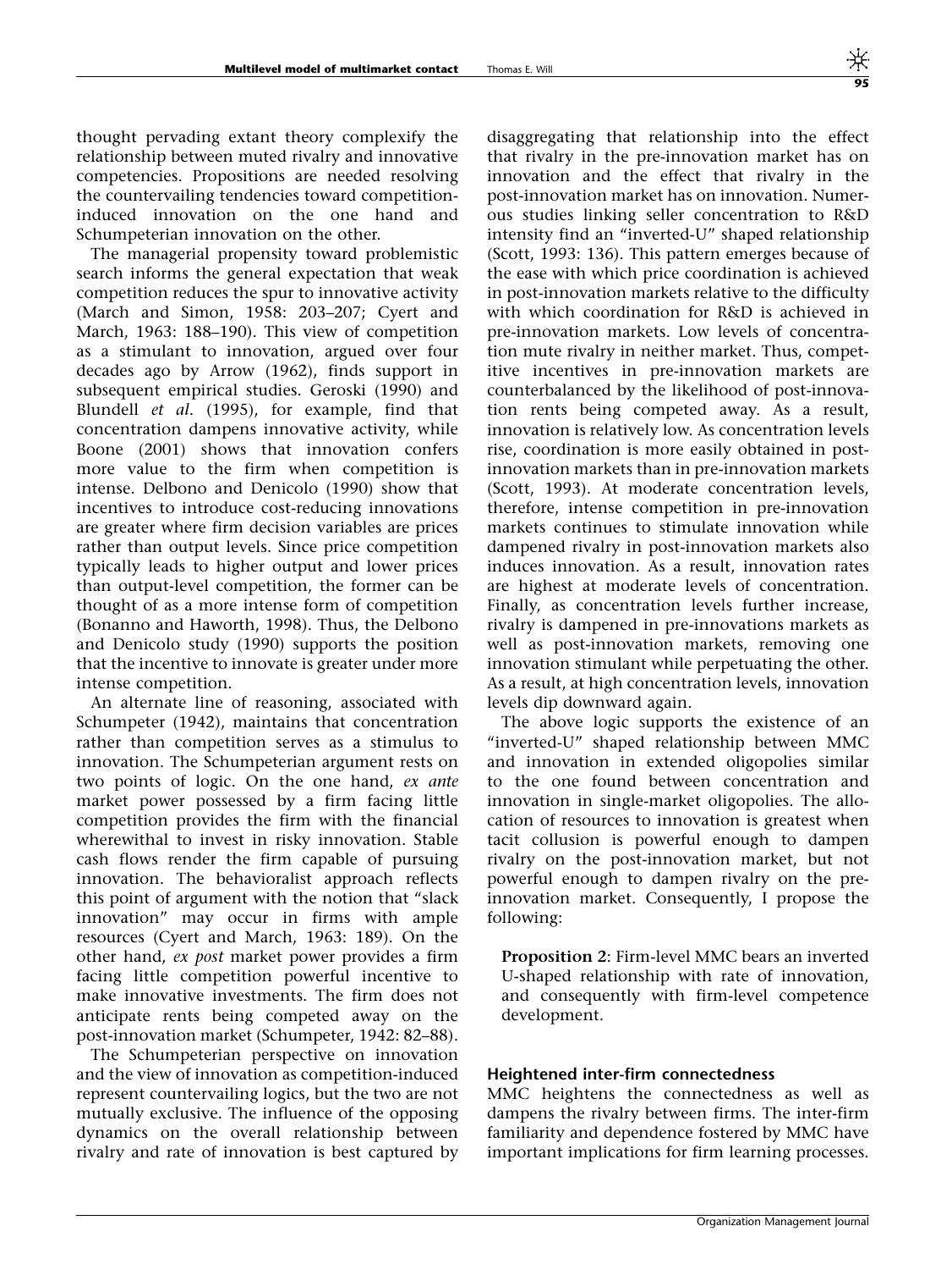thought pervading extant theory complexify the relationship between muted rivalry and innovative competencies. Propositions are needed resolving the countervailing tendencies toward competition-induced innovation on the one hand and Schumpeterian innovation on the other.

The managerial propensity toward problemistic search informs the general expectation that weak competition reduces the spur to innovative activity (March and Simon, 1958: 203–207; Cyert and March, 1963: 188–190). This view of competition as a stimulant to innovation, argued over four decades ago by Arrow (1962), finds support in subsequent empirical studies. Geroski (1990) and Blundell *et al*. (1995), for example, find that concentration dampens innovative activity, while Boone (2001) shows that innovation confers more value to the firm when competition is intense. Delbono and Denicolo (1990) show that incentives to introduce cost-reducing innovations are greater where firm decision variables are prices rather than output levels. Since price competition typically leads to higher output and lower prices than output-level competition, the former can be thought of as a more intense form of competition (Bonanno and Haworth, 1998). Thus, the Delbono and Denicolo study (1990) supports the position that the incentive to innovate is greater under more intense competition.

An alternate line of reasoning, associated with Schumpeter (1942), maintains that concentration rather than competition serves as a stimulus to innovation. The Schumpeterian argument rests on two points of logic. On the one hand, *ex ante* market power possessed by a firm facing little competition provides the firm with the financial wherewithal to invest in risky innovation. Stable cash flows render the firm capable of pursuing innovation. The behavioralist approach reflects this point of argument with the notion that "slack innovation" may occur in firms with ample resources (Cyert and March, 1963: 189). On the other hand, *ex post* market power provides a firm facing little competition powerful incentive to make innovative investments. The firm does not anticipate rents being competed away on the post-innovation market (Schumpeter, 1942: 82–88).

The Schumpeterian perspective on innovation and the view of innovation as competition-induced represent countervailing logics, but the two are not mutually exclusive. The influence of the opposing dynamics on the overall relationship between rivalry and rate of innovation is best captured by disaggregating that relationship into the effect that rivalry in the pre-innovation market has on innovation and the effect that rivalry in the post-innovation market has on innovation. Numerous studies linking seller concentration to R&D intensity find an "inverted-U" shaped relationship (Scott, 1993: 136). This pattern emerges because of the ease with which price coordination is achieved in post-innovation markets relative to the difficulty with which coordination for R&D is achieved in pre-innovation markets. Low levels of concentration mute rivalry in neither market. Thus, competitive incentives in pre-innovation markets are counterbalanced by the likelihood of post-innovation rents being competed away. As a result, innovation is relatively low. As concentration levels rise, coordination is more easily obtained in post-innovation markets than in pre-innovation markets (Scott, 1993). At moderate concentration levels, therefore, intense competition in pre-innovation markets continues to stimulate innovation while dampened rivalry in post-innovation markets also induces innovation. As a result, innovation rates are highest at moderate levels of concentration. Finally, as concentration levels further increase, rivalry is dampened in pre-innovations markets as well as post-innovation markets, removing one innovation stimulant while perpetuating the other. As a result, at high concentration levels, innovation levels dip downward again.

The above logic supports the existence of an "inverted-U" shaped relationship between MMC and innovation in extended oligopolies similar to the one found between concentration and innovation in single-market oligopolies. The allocation of resources to innovation is greatest when tacit collusion is powerful enough to dampen rivalry on the post-innovation market, but not powerful enough to dampen rivalry on the pre-innovation market. Consequently, I propose the following:

**Proposition 2**: Firm-level MMC bears an inverted U-shaped relationship with rate of innovation, and consequently with firm-level competence development.

### Heightened inter-firm connectedness

MMC heightens the connectedness as well as dampens the rivalry between firms. The inter-firm familiarity and dependence fostered by MMC have important implications for firm learning processes.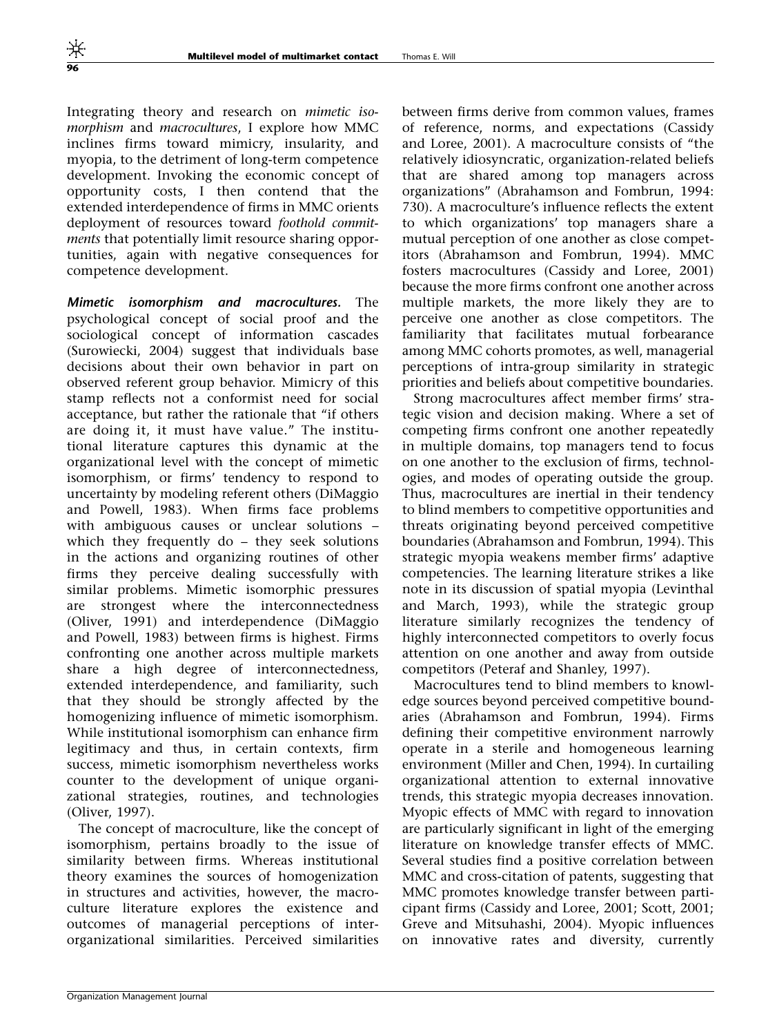Integrating theory and research on *mimetic isomorphism* and *macrocultures*, I explore how MMC inclines firms toward mimicry, insularity, and myopia, to the detriment of long-term competence development. Invoking the economic concept of opportunity costs, I then contend that the extended interdependence of firms in MMC orients deployment of resources toward *foothold commitments* that potentially limit resource sharing opportunities, again with negative consequences for competence development.

***Mimetic isomorphism and macrocultures.*** The psychological concept of social proof and the sociological concept of information cascades (Surowiecki, 2004) suggest that individuals base decisions about their own behavior in part on observed referent group behavior. Mimicry of this stamp reflects not a conformist need for social acceptance, but rather the rationale that "if others are doing it, it must have value." The institutional literature captures this dynamic at the organizational level with the concept of mimetic isomorphism, or firms' tendency to respond to uncertainty by modeling referent others (DiMaggio and Powell, 1983). When firms face problems with ambiguous causes or unclear solutions – which they frequently do – they seek solutions in the actions and organizing routines of other firms they perceive dealing successfully with similar problems. Mimetic isomorphic pressures are strongest where the interconnectedness (Oliver, 1991) and interdependence (DiMaggio and Powell, 1983) between firms is highest. Firms confronting one another across multiple markets share a high degree of interconnectedness, extended interdependence, and familiarity, such that they should be strongly affected by the homogenizing influence of mimetic isomorphism. While institutional isomorphism can enhance firm legitimacy and thus, in certain contexts, firm success, mimetic isomorphism nevertheless works counter to the development of unique organizational strategies, routines, and technologies (Oliver, 1997).

The concept of macroculture, like the concept of isomorphism, pertains broadly to the issue of similarity between firms. Whereas institutional theory examines the sources of homogenization in structures and activities, however, the macroculture literature explores the existence and outcomes of managerial perceptions of inter-organizational similarities. Perceived similarities between firms derive from common values, frames of reference, norms, and expectations (Cassidy and Loree, 2001). A macroculture consists of "the relatively idiosyncratic, organization-related beliefs that are shared among top managers across organizations" (Abrahamson and Fombrun, 1994: 730). A macroculture's influence reflects the extent to which organizations' top managers share a mutual perception of one another as close competitors (Abrahamson and Fombrun, 1994). MMC fosters macrocultures (Cassidy and Loree, 2001) because the more firms confront one another across multiple markets, the more likely they are to perceive one another as close competitors. The familiarity that facilitates mutual forbearance among MMC cohorts promotes, as well, managerial perceptions of intra-group similarity in strategic priorities and beliefs about competitive boundaries.

Strong macrocultures affect member firms' strategic vision and decision making. Where a set of competing firms confront one another repeatedly in multiple domains, top managers tend to focus on one another to the exclusion of firms, technologies, and modes of operating outside the group. Thus, macrocultures are inertial in their tendency to blind members to competitive opportunities and threats originating beyond perceived competitive boundaries (Abrahamson and Fombrun, 1994). This strategic myopia weakens member firms' adaptive competencies. The learning literature strikes a like note in its discussion of spatial myopia (Levinthal and March, 1993), while the strategic group literature similarly recognizes the tendency of highly interconnected competitors to overly focus attention on one another and away from outside competitors (Peteraf and Shanley, 1997).

Macrocultures tend to blind members to knowledge sources beyond perceived competitive boundaries (Abrahamson and Fombrun, 1994). Firms defining their competitive environment narrowly operate in a sterile and homogeneous learning environment (Miller and Chen, 1994). In curtailing organizational attention to external innovative trends, this strategic myopia decreases innovation. Myopic effects of MMC with regard to innovation are particularly significant in light of the emerging literature on knowledge transfer effects of MMC. Several studies find a positive correlation between MMC and cross-citation of patents, suggesting that MMC promotes knowledge transfer between participant firms (Cassidy and Loree, 2001; Scott, 2001; Greve and Mitsuhashi, 2004). Myopic influences on innovative rates and diversity, currently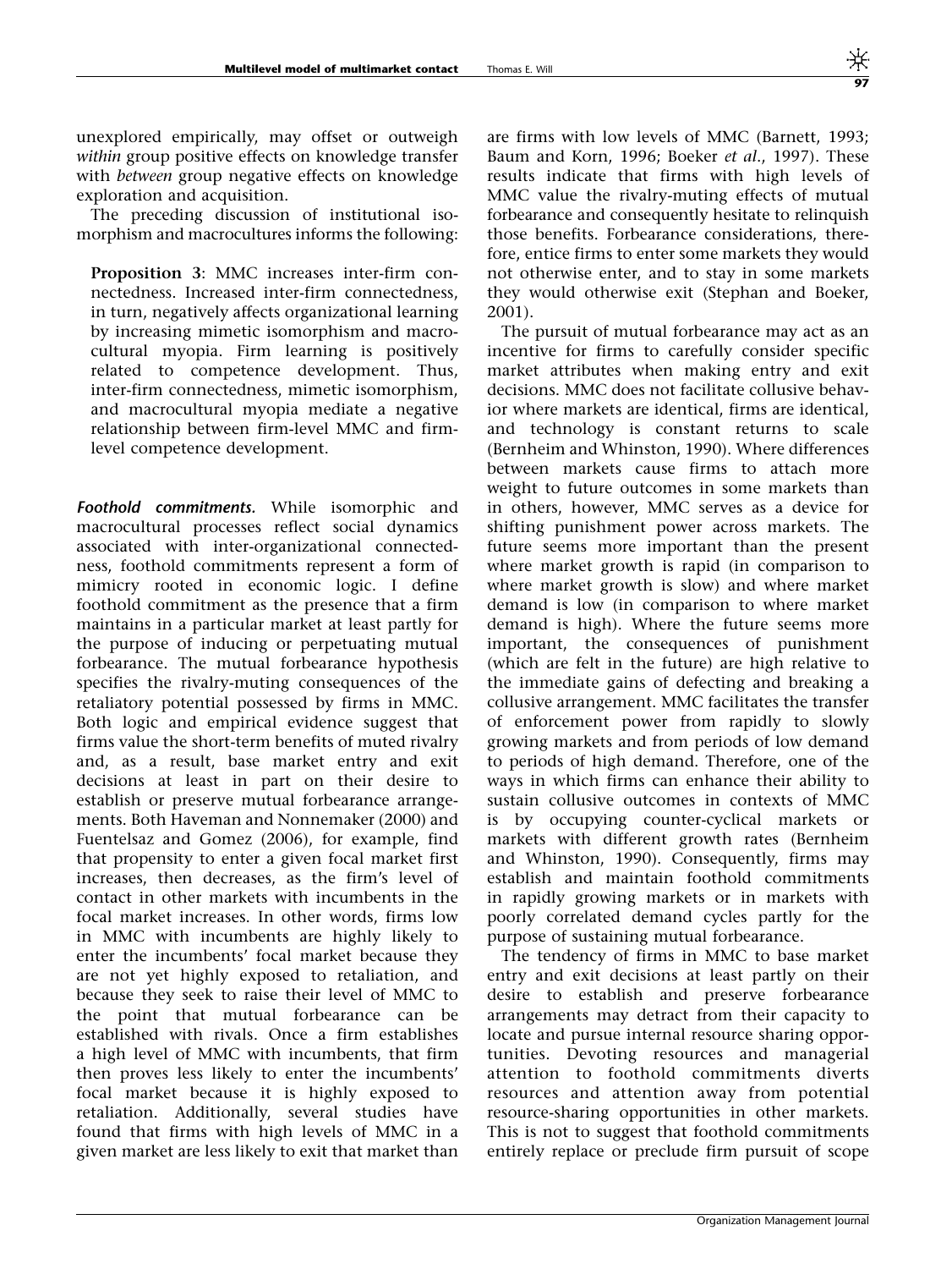unexplored empirically, may offset or outweigh *within* group positive effects on knowledge transfer with *between* group negative effects on knowledge exploration and acquisition.

The preceding discussion of institutional isomorphism and macrocultures informs the following:

> **Proposition 3**: MMC increases inter-firm connectedness. Increased inter-firm connectedness, in turn, negatively affects organizational learning by increasing mimetic isomorphism and macrocultural myopia. Firm learning is positively related to competence development. Thus, inter-firm connectedness, mimetic isomorphism, and macrocultural myopia mediate a negative relationship between firm-level MMC and firm-level competence development.

***Foothold commitments.*** While isomorphic and macrocultural processes reflect social dynamics associated with inter-organizational connectedness, foothold commitments represent a form of mimicry rooted in economic logic. I define foothold commitment as the presence that a firm maintains in a particular market at least partly for the purpose of inducing or perpetuating mutual forbearance. The mutual forbearance hypothesis specifies the rivalry-muting consequences of the retaliatory potential possessed by firms in MMC. Both logic and empirical evidence suggest that firms value the short-term benefits of muted rivalry and, as a result, base market entry and exit decisions at least in part on their desire to establish or preserve mutual forbearance arrangements. Both Haveman and Nonnemaker (2000) and Fuentelsaz and Gomez (2006), for example, find that propensity to enter a given focal market first increases, then decreases, as the firm's level of contact in other markets with incumbents in the focal market increases. In other words, firms low in MMC with incumbents are highly likely to enter the incumbents' focal market because they are not yet highly exposed to retaliation, and because they seek to raise their level of MMC to the point that mutual forbearance can be established with rivals. Once a firm establishes a high level of MMC with incumbents, that firm then proves less likely to enter the incumbents' focal market because it is highly exposed to retaliation. Additionally, several studies have found that firms with high levels of MMC in a given market are less likely to exit that market than are firms with low levels of MMC (Barnett, 1993; Baum and Korn, 1996; Boeker *et al*., 1997). These results indicate that firms with high levels of MMC value the rivalry-muting effects of mutual forbearance and consequently hesitate to relinquish those benefits. Forbearance considerations, therefore, entice firms to enter some markets they would not otherwise enter, and to stay in some markets they would otherwise exit (Stephan and Boeker, 2001).

The pursuit of mutual forbearance may act as an incentive for firms to carefully consider specific market attributes when making entry and exit decisions. MMC does not facilitate collusive behavior where markets are identical, firms are identical, and technology is constant returns to scale (Bernheim and Whinston, 1990). Where differences between markets cause firms to attach more weight to future outcomes in some markets than in others, however, MMC serves as a device for shifting punishment power across markets. The future seems more important than the present where market growth is rapid (in comparison to where market growth is slow) and where market demand is low (in comparison to where market demand is high). Where the future seems more important, the consequences of punishment (which are felt in the future) are high relative to the immediate gains of defecting and breaking a collusive arrangement. MMC facilitates the transfer of enforcement power from rapidly to slowly growing markets and from periods of low demand to periods of high demand. Therefore, one of the ways in which firms can enhance their ability to sustain collusive outcomes in contexts of MMC is by occupying counter-cyclical markets or markets with different growth rates (Bernheim and Whinston, 1990). Consequently, firms may establish and maintain foothold commitments in rapidly growing markets or in markets with poorly correlated demand cycles partly for the purpose of sustaining mutual forbearance.

The tendency of firms in MMC to base market entry and exit decisions at least partly on their desire to establish and preserve forbearance arrangements may detract from their capacity to locate and pursue internal resource sharing opportunities. Devoting resources and managerial attention to foothold commitments diverts resources and attention away from potential resource-sharing opportunities in other markets. This is not to suggest that foothold commitments entirely replace or preclude firm pursuit of scope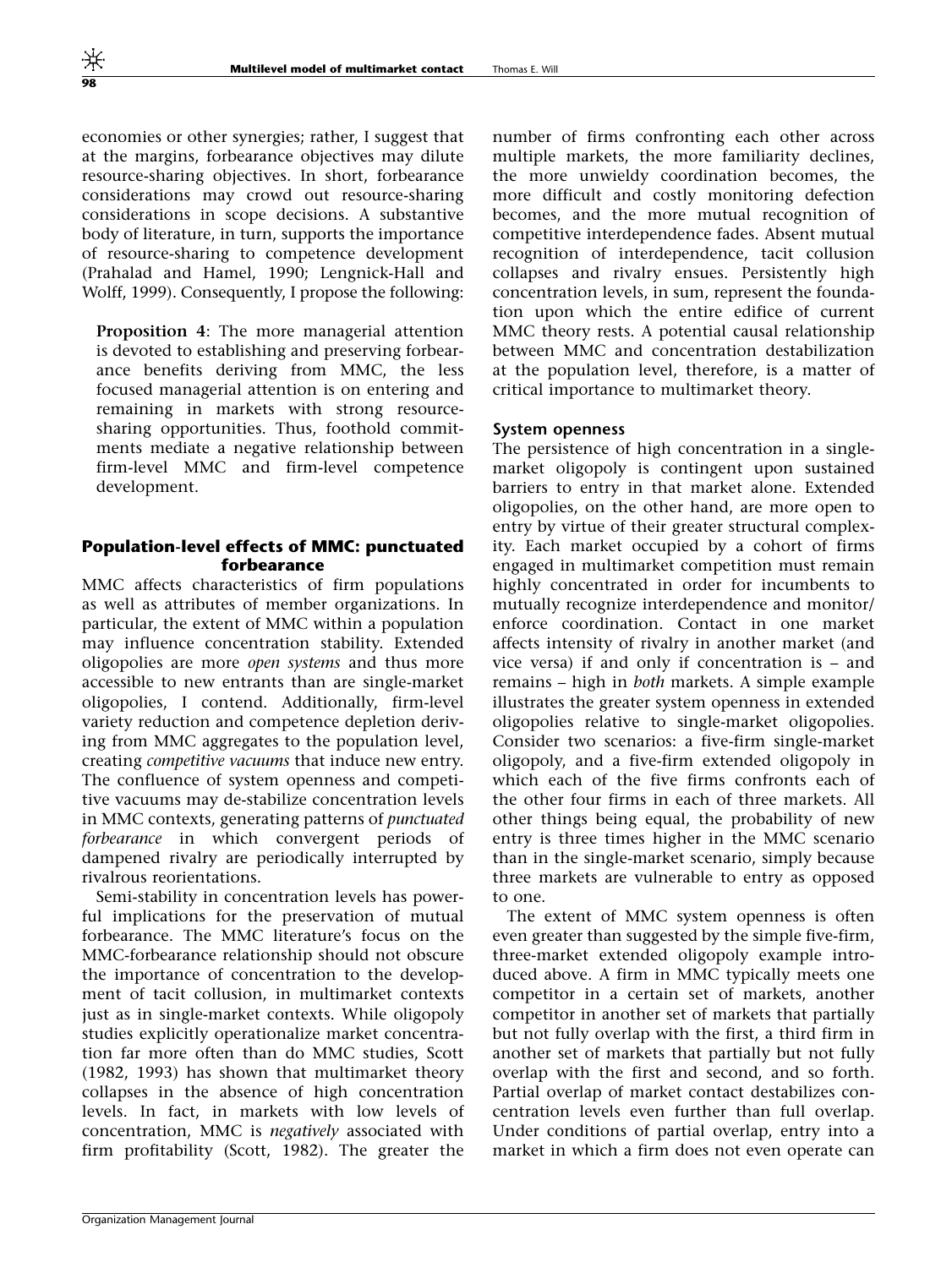economies or other synergies; rather, I suggest that at the margins, forbearance objectives may dilute resource-sharing objectives. In short, forbearance considerations may crowd out resource-sharing considerations in scope decisions. A substantive body of literature, in turn, supports the importance of resource-sharing to competence development (Prahalad and Hamel, 1990; Lengnick-Hall and Wolff, 1999). Consequently, I propose the following:

> **Proposition 4**: The more managerial attention is devoted to establishing and preserving forbearance benefits deriving from MMC, the less focused managerial attention is on entering and remaining in markets with strong resource-sharing opportunities. Thus, foothold commitments mediate a negative relationship between firm-level MMC and firm-level competence development.

### Population-level effects of MMC: punctuated forbearance

MMC affects characteristics of firm populations as well as attributes of member organizations. In particular, the extent of MMC within a population may influence concentration stability. Extended oligopolies are more *open systems* and thus more accessible to new entrants than are single-market oligopolies, I contend. Additionally, firm-level variety reduction and competence depletion deriving from MMC aggregates to the population level, creating *competitive vacuums* that induce new entry. The confluence of system openness and competitive vacuums may de-stabilize concentration levels in MMC contexts, generating patterns of *punctuated forbearance* in which convergent periods of dampened rivalry are periodically interrupted by rivalrous reorientations.

Semi-stability in concentration levels has powerful implications for the preservation of mutual forbearance. The MMC literature's focus on the MMC-forbearance relationship should not obscure the importance of concentration to the development of tacit collusion, in multimarket contexts just as in single-market contexts. While oligopoly studies explicitly operationalize market concentration far more often than do MMC studies, Scott (1982, 1993) has shown that multimarket theory collapses in the absence of high concentration levels. In fact, in markets with low levels of concentration, MMC is *negatively* associated with firm profitability (Scott, 1982). The greater the number of firms confronting each other across multiple markets, the more familiarity declines, the more unwieldy coordination becomes, the more difficult and costly monitoring defection becomes, and the more mutual recognition of competitive interdependence fades. Absent mutual recognition of interdependence, tacit collusion collapses and rivalry ensues. Persistently high concentration levels, in sum, represent the foundation upon which the entire edifice of current MMC theory rests. A potential causal relationship between MMC and concentration destabilization at the population level, therefore, is a matter of critical importance to multimarket theory.

#### System openness

The persistence of high concentration in a single-market oligopoly is contingent upon sustained barriers to entry in that market alone. Extended oligopolies, on the other hand, are more open to entry by virtue of their greater structural complexity. Each market occupied by a cohort of firms engaged in multimarket competition must remain highly concentrated in order for incumbents to mutually recognize interdependence and monitor/enforce coordination. Contact in one market affects intensity of rivalry in another market (and vice versa) if and only if concentration is – and remains – high in *both* markets. A simple example illustrates the greater system openness in extended oligopolies relative to single-market oligopolies. Consider two scenarios: a five-firm single-market oligopoly, and a five-firm extended oligopoly in which each of the five firms confronts each of the other four firms in each of three markets. All other things being equal, the probability of new entry is three times higher in the MMC scenario than in the single-market scenario, simply because three markets are vulnerable to entry as opposed to one.

The extent of MMC system openness is often even greater than suggested by the simple five-firm, three-market extended oligopoly example introduced above. A firm in MMC typically meets one competitor in a certain set of markets, another competitor in another set of markets that partially but not fully overlap with the first, a third firm in another set of markets that partially but not fully overlap with the first and second, and so forth. Partial overlap of market contact destabilizes concentration levels even further than full overlap. Under conditions of partial overlap, entry into a market in which a firm does not even operate can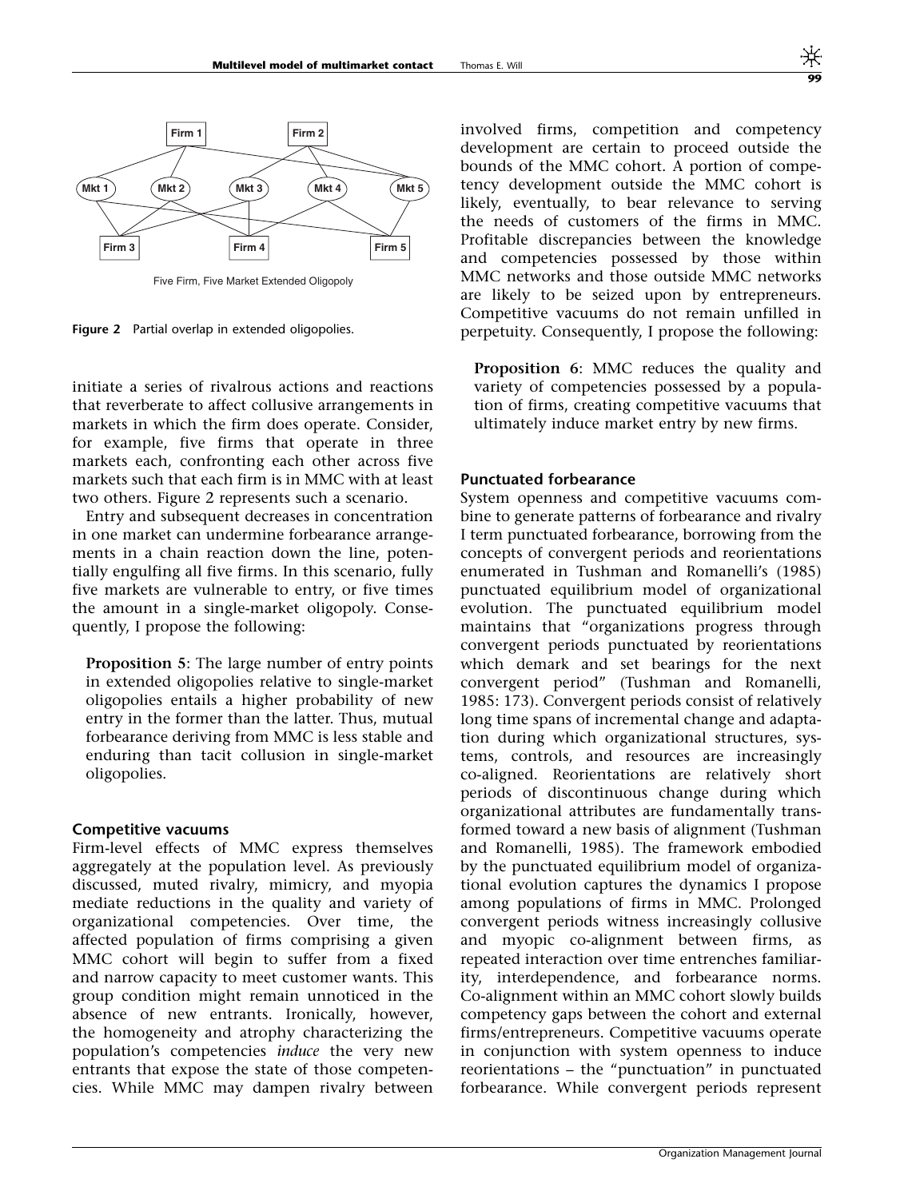Firm 1

Firm 2

Mkt 1

Mkt 2

Mkt 3

Mkt 4

Mkt 5

Firm 3

Firm 4

Firm 5

Five Firm, Five Market Extended Oligopoly

**Figure 2** Partial overlap in extended oligopolies.

initiate a series of rivalrous actions and reactions that reverberate to affect collusive arrangements in markets in which the firm does operate. Consider, for example, five firms that operate in three markets each, confronting each other across five markets such that each firm is in MMC with at least two others. Figure 2 represents such a scenario.

Entry and subsequent decreases in concentration in one market can undermine forbearance arrangements in a chain reaction down the line, potentially engulfing all five firms. In this scenario, fully five markets are vulnerable to entry, or five times the amount in a single-market oligopoly. Consequently, I propose the following:

> **Proposition 5**: The large number of entry points in extended oligopolies relative to single-market oligopolies entails a higher probability of new entry in the former than the latter. Thus, mutual forbearance deriving from MMC is less stable and enduring than tacit collusion in single-market oligopolies.

### Competitive vacuums

Firm-level effects of MMC express themselves aggregately at the population level. As previously discussed, muted rivalry, mimicry, and myopia mediate reductions in the quality and variety of organizational competencies. Over time, the affected population of firms comprising a given MMC cohort will begin to suffer from a fixed and narrow capacity to meet customer wants. This group condition might remain unnoticed in the absence of new entrants. Ironically, however, the homogeneity and atrophy characterizing the population's competencies *induce* the very new entrants that expose the state of those competencies. While MMC may dampen rivalry between involved firms, competition and competency development are certain to proceed outside the bounds of the MMC cohort. A portion of competency development outside the MMC cohort is likely, eventually, to bear relevance to serving the needs of customers of the firms in MMC. Profitable discrepancies between the knowledge and competencies possessed by those within MMC networks and those outside MMC networks are likely to be seized upon by entrepreneurs. Competitive vacuums do not remain unfilled in perpetuity. Consequently, I propose the following:

> **Proposition 6**: MMC reduces the quality and variety of competencies possessed by a population of firms, creating competitive vacuums that ultimately induce market entry by new firms.

### Punctuated forbearance

System openness and competitive vacuums combine to generate patterns of forbearance and rivalry I term punctuated forbearance, borrowing from the concepts of convergent periods and reorientations enumerated in Tushman and Romanelli's (1985) punctuated equilibrium model of organizational evolution. The punctuated equilibrium model maintains that "organizations progress through convergent periods punctuated by reorientations which demark and set bearings for the next convergent period" (Tushman and Romanelli, 1985: 173). Convergent periods consist of relatively long time spans of incremental change and adaptation during which organizational structures, systems, controls, and resources are increasingly co-aligned. Reorientations are relatively short periods of discontinuous change during which organizational attributes are fundamentally transformed toward a new basis of alignment (Tushman and Romanelli, 1985). The framework embodied by the punctuated equilibrium model of organizational evolution captures the dynamics I propose among populations of firms in MMC. Prolonged convergent periods witness increasingly collusive and myopic co-alignment between firms, as repeated interaction over time entrenches familiarity, interdependence, and forbearance norms. Co-alignment within an MMC cohort slowly builds competency gaps between the cohort and external firms/entrepreneurs. Competitive vacuums operate in conjunction with system openness to induce reorientations – the "punctuation" in punctuated forbearance. While convergent periods represent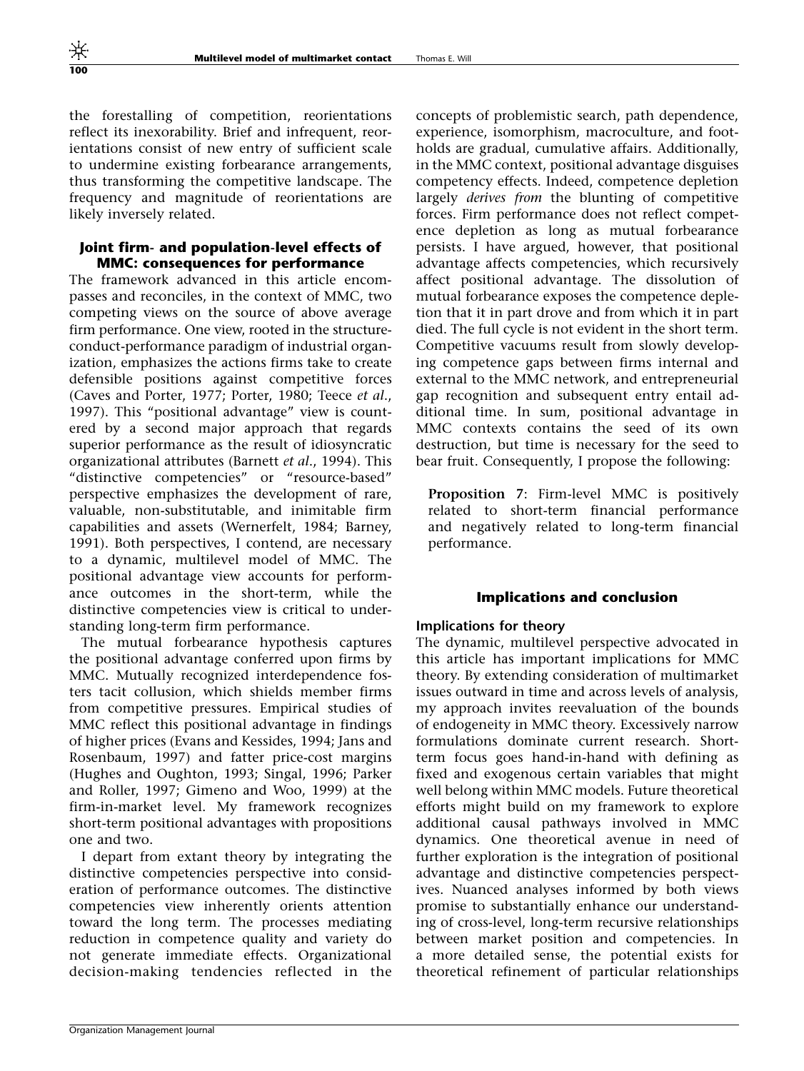the forestalling of competition, reorientations reflect its inexorability. Brief and infrequent, reorientations consist of new entry of sufficient scale to undermine existing forbearance arrangements, thus transforming the competitive landscape. The frequency and magnitude of reorientations are likely inversely related.

### Joint firm- and population-level effects of MMC: consequences for performance

The framework advanced in this article encompasses and reconciles, in the context of MMC, two competing views on the source of above average firm performance. One view, rooted in the structure-conduct-performance paradigm of industrial organization, emphasizes the actions firms take to create defensible positions against competitive forces (Caves and Porter, 1977; Porter, 1980; Teece *et al*., 1997). This "positional advantage" view is countered by a second major approach that regards superior performance as the result of idiosyncratic organizational attributes (Barnett *et al*., 1994). This "distinctive competencies" or "resource-based" perspective emphasizes the development of rare, valuable, non-substitutable, and inimitable firm capabilities and assets (Wernerfelt, 1984; Barney, 1991). Both perspectives, I contend, are necessary to a dynamic, multilevel model of MMC. The positional advantage view accounts for performance outcomes in the short-term, while the distinctive competencies view is critical to understanding long-term firm performance.

The mutual forbearance hypothesis captures the positional advantage conferred upon firms by MMC. Mutually recognized interdependence fosters tacit collusion, which shields member firms from competitive pressures. Empirical studies of MMC reflect this positional advantage in findings of higher prices (Evans and Kessides, 1994; Jans and Rosenbaum, 1997) and fatter price-cost margins (Hughes and Oughton, 1993; Singal, 1996; Parker and Roller, 1997; Gimeno and Woo, 1999) at the firm-in-market level. My framework recognizes short-term positional advantages with propositions one and two.

I depart from extant theory by integrating the distinctive competencies perspective into consideration of performance outcomes. The distinctive competencies view inherently orients attention toward the long term. The processes mediating reduction in competence quality and variety do not generate immediate effects. Organizational decision-making tendencies reflected in the concepts of problemistic search, path dependence, experience, isomorphism, macroculture, and footholds are gradual, cumulative affairs. Additionally, in the MMC context, positional advantage disguises competency effects. Indeed, competence depletion largely *derives from* the blunting of competitive forces. Firm performance does not reflect competence depletion as long as mutual forbearance persists. I have argued, however, that positional advantage affects competencies, which recursively affect positional advantage. The dissolution of mutual forbearance exposes the competence depletion that it in part drove and from which it in part died. The full cycle is not evident in the short term. Competitive vacuums result from slowly developing competence gaps between firms internal and external to the MMC network, and entrepreneurial gap recognition and subsequent entry entail additional time. In sum, positional advantage in MMC contexts contains the seed of its own destruction, but time is necessary for the seed to bear fruit. Consequently, I propose the following:

> **Proposition 7**: Firm-level MMC is positively related to short-term financial performance and negatively related to long-term financial performance.

## Implications and conclusion

### Implications for theory

The dynamic, multilevel perspective advocated in this article has important implications for MMC theory. By extending consideration of multimarket issues outward in time and across levels of analysis, my approach invites reevaluation of the bounds of endogeneity in MMC theory. Excessively narrow formulations dominate current research. Short-term focus goes hand-in-hand with defining as fixed and exogenous certain variables that might well belong within MMC models. Future theoretical efforts might build on my framework to explore additional causal pathways involved in MMC dynamics. One theoretical avenue in need of further exploration is the integration of positional advantage and distinctive competencies perspectives. Nuanced analyses informed by both views promise to substantially enhance our understanding of cross-level, long-term recursive relationships between market position and competencies. In a more detailed sense, the potential exists for theoretical refinement of particular relationships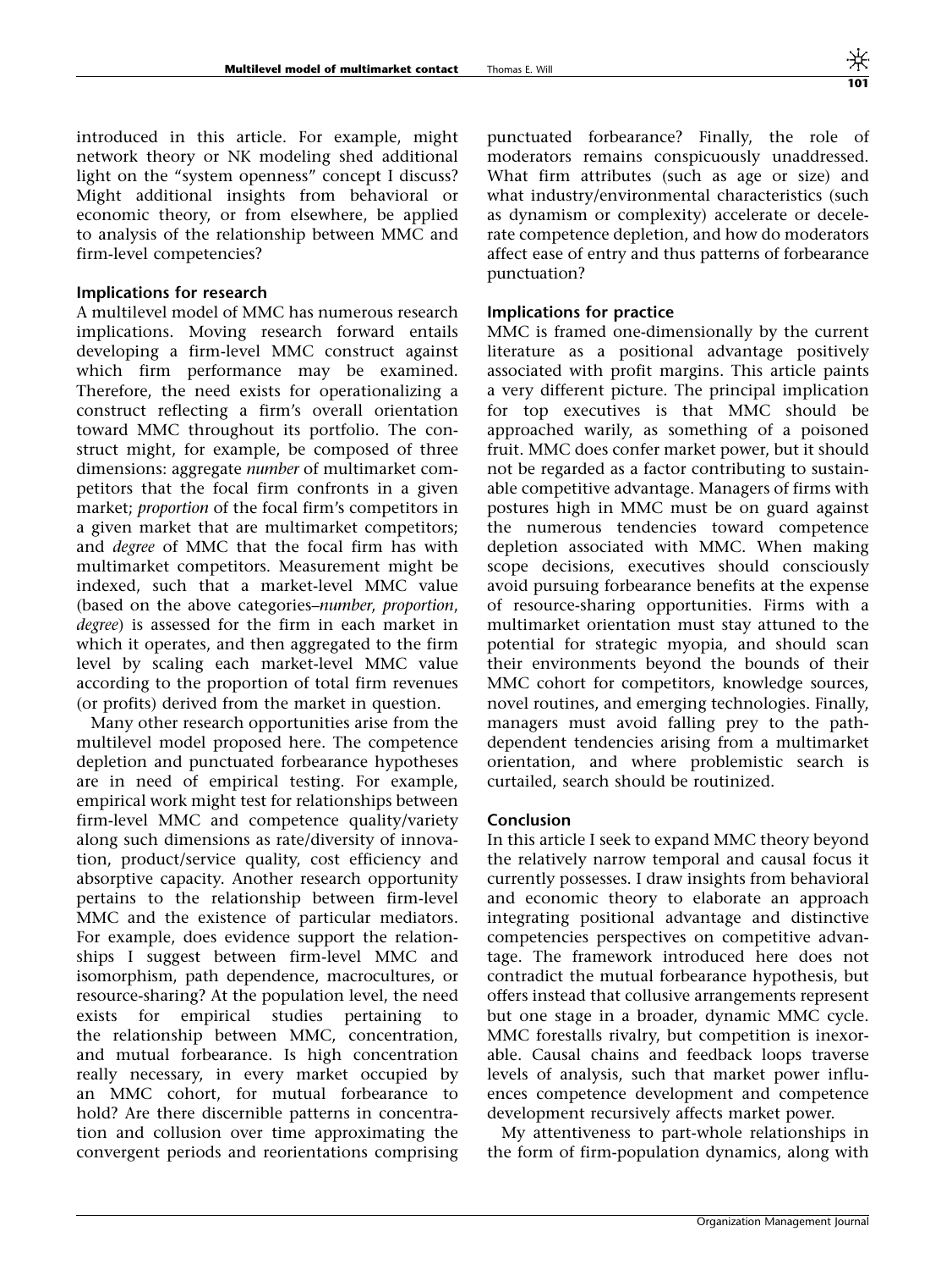introduced in this article. For example, might network theory or NK modeling shed additional light on the "system openness" concept I discuss? Might additional insights from behavioral or economic theory, or from elsewhere, be applied to analysis of the relationship between MMC and firm-level competencies?

### Implications for research

A multilevel model of MMC has numerous research implications. Moving research forward entails developing a firm-level MMC construct against which firm performance may be examined. Therefore, the need exists for operationalizing a construct reflecting a firm's overall orientation toward MMC throughout its portfolio. The construct might, for example, be composed of three dimensions: aggregate *number* of multimarket competitors that the focal firm confronts in a given market; *proportion* of the focal firm's competitors in a given market that are multimarket competitors; and *degree* of MMC that the focal firm has with multimarket competitors. Measurement might be indexed, such that a market-level MMC value (based on the above categories–*number*, *proportion*, *degree*) is assessed for the firm in each market in which it operates, and then aggregated to the firm level by scaling each market-level MMC value according to the proportion of total firm revenues (or profits) derived from the market in question.

Many other research opportunities arise from the multilevel model proposed here. The competence depletion and punctuated forbearance hypotheses are in need of empirical testing. For example, empirical work might test for relationships between firm-level MMC and competence quality/variety along such dimensions as rate/diversity of innovation, product/service quality, cost efficiency and absorptive capacity. Another research opportunity pertains to the relationship between firm-level MMC and the existence of particular mediators. For example, does evidence support the relationships I suggest between firm-level MMC and isomorphism, path dependence, macrocultures, or resource-sharing? At the population level, the need exists for empirical studies pertaining to the relationship between MMC, concentration, and mutual forbearance. Is high concentration really necessary, in every market occupied by an MMC cohort, for mutual forbearance to hold? Are there discernible patterns in concentration and collusion over time approximating the convergent periods and reorientations comprising punctuated forbearance? Finally, the role of moderators remains conspicuously unaddressed. What firm attributes (such as age or size) and what industry/environmental characteristics (such as dynamism or complexity) accelerate or decelerate competence depletion, and how do moderators affect ease of entry and thus patterns of forbearance punctuation?

### Implications for practice

MMC is framed one-dimensionally by the current literature as a positional advantage positively associated with profit margins. This article paints a very different picture. The principal implication for top executives is that MMC should be approached warily, as something of a poisoned fruit. MMC does confer market power, but it should not be regarded as a factor contributing to sustainable competitive advantage. Managers of firms with postures high in MMC must be on guard against the numerous tendencies toward competence depletion associated with MMC. When making scope decisions, executives should consciously avoid pursuing forbearance benefits at the expense of resource-sharing opportunities. Firms with a multimarket orientation must stay attuned to the potential for strategic myopia, and should scan their environments beyond the bounds of their MMC cohort for competitors, knowledge sources, novel routines, and emerging technologies. Finally, managers must avoid falling prey to the path-dependent tendencies arising from a multimarket orientation, and where problemistic search is curtailed, search should be routinized.

### Conclusion

In this article I seek to expand MMC theory beyond the relatively narrow temporal and causal focus it currently possesses. I draw insights from behavioral and economic theory to elaborate an approach integrating positional advantage and distinctive competencies perspectives on competitive advantage. The framework introduced here does not contradict the mutual forbearance hypothesis, but offers instead that collusive arrangements represent but one stage in a broader, dynamic MMC cycle. MMC forestalls rivalry, but competition is inexorable. Causal chains and feedback loops traverse levels of analysis, such that market power influences competence development and competence development recursively affects market power.

My attentiveness to part-whole relationships in the form of firm-population dynamics, along with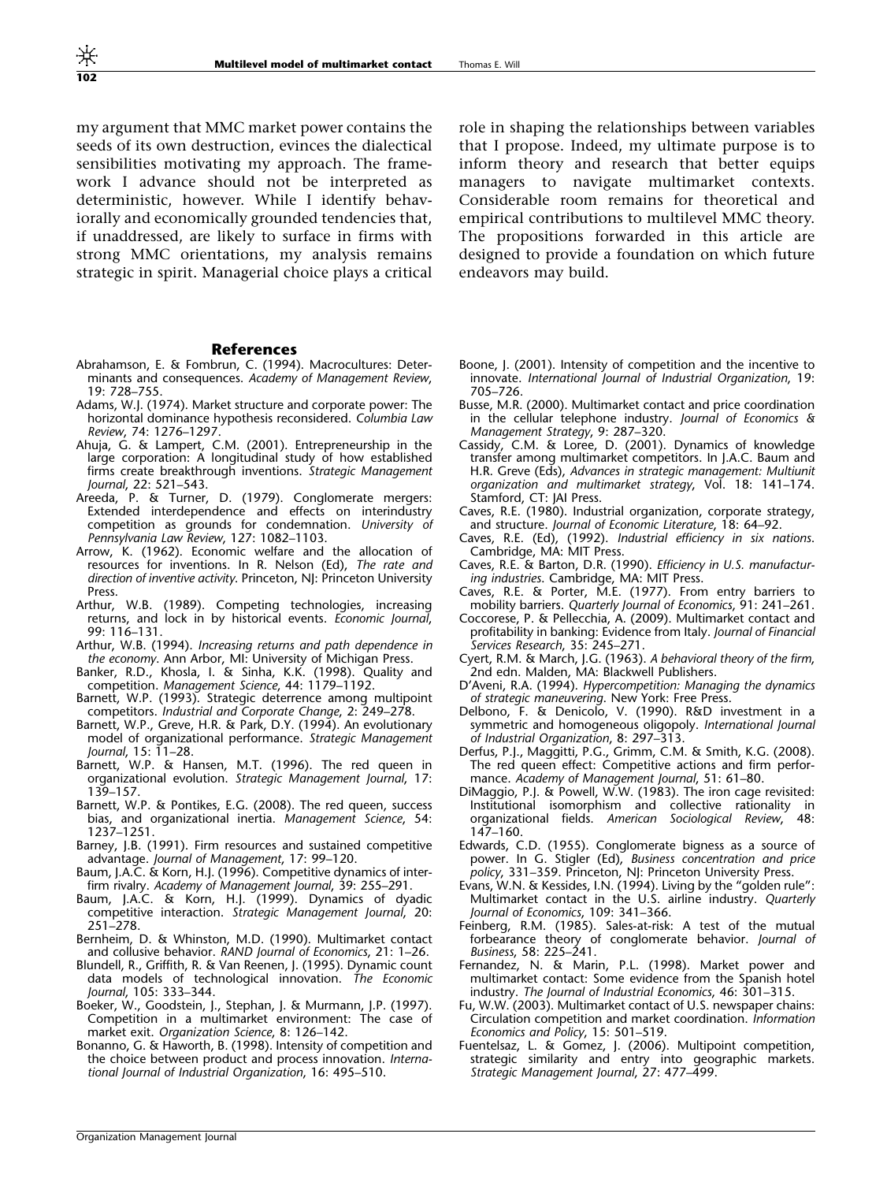my argument that MMC market power contains the seeds of its own destruction, evinces the dialectical sensibilities motivating my approach. The framework I advance should not be interpreted as deterministic, however. While I identify behaviorally and economically grounded tendencies that, if unaddressed, are likely to surface in firms with strong MMC orientations, my analysis remains strategic in spirit. Managerial choice plays a critical role in shaping the relationships between variables that I propose. Indeed, my ultimate purpose is to inform theory and research that better equips managers to navigate multimarket contexts. Considerable room remains for theoretical and empirical contributions to multilevel MMC theory. The propositions forwarded in this article are designed to provide a foundation on which future endeavors may build.

## References

Abrahamson, E. & Fombrun, C. (1994). Macrocultures: Determinants and consequences. *Academy of Management Review*, 19: 728–755.

Adams, W.J. (1974). Market structure and corporate power: The horizontal dominance hypothesis reconsidered. *Columbia Law Review*, 74: 1276–1297.

Ahuja, G. & Lampert, C.M. (2001). Entrepreneurship in the large corporation: A longitudinal study of how established firms create breakthrough inventions. *Strategic Management Journal*, 22: 521–543.

Areeda, P. & Turner, D. (1979). Conglomerate mergers: Extended interdependence and effects on interindustry competition as grounds for condemnation. *University of Pennsylvania Law Review*, 127: 1082–1103.

Arrow, K. (1962). Economic welfare and the allocation of resources for inventions. In R. Nelson (Ed), *The rate and direction of inventive activity*. Princeton, NJ: Princeton University Press.

Arthur, W.B. (1989). Competing technologies, increasing returns, and lock in by historical events. *Economic Journal*, 99: 116–131.

Arthur, W.B. (1994). *Increasing returns and path dependence in the economy*. Ann Arbor, MI: University of Michigan Press.

Banker, R.D., Khosla, I. & Sinha, K.K. (1998). Quality and competition. *Management Science*, 44: 1179–1192.

Barnett, W.P. (1993). Strategic deterrence among multipoint competitors. *Industrial and Corporate Change*, 2: 249–278.

Barnett, W.P., Greve, H.R. & Park, D.Y. (1994). An evolutionary model of organizational performance. *Strategic Management Journal*, 15: 11–28.

Barnett, W.P. & Hansen, M.T. (1996). The red queen in organizational evolution. *Strategic Management Journal*, 17: 139–157.

Barnett, W.P. & Pontikes, E.G. (2008). The red queen, success bias, and organizational inertia. *Management Science*, 54: 1237–1251.

Barney, J.B. (1991). Firm resources and sustained competitive advantage. *Journal of Management*, 17: 99–120.

Baum, J.A.C. & Korn, H.J. (1996). Competitive dynamics of interfirm rivalry. *Academy of Management Journal*, 39: 255–291.

Baum, J.A.C. & Korn, H.J. (1999). Dynamics of dyadic competitive interaction. *Strategic Management Journal*, 20: 251–278.

Bernheim, D. & Whinston, M.D. (1990). Multimarket contact and collusive behavior. *RAND Journal of Economics*, 21: 1–26.

Blundell, R., Griffith, R. & Van Reenen, J. (1995). Dynamic count data models of technological innovation. *The Economic Journal*, 105: 333–344.

Boeker, W., Goodstein, J., Stephan, J. & Murmann, J.P. (1997). Competition in a multimarket environment: The case of market exit. *Organization Science*, 8: 126–142.

Bonanno, G. & Haworth, B. (1998). Intensity of competition and the choice between product and process innovation. *International Journal of Industrial Organization*, 16: 495–510.

Boone, J. (2001). Intensity of competition and the incentive to innovate. *International Journal of Industrial Organization*, 19: 705–726.

Busse, M.R. (2000). Multimarket contact and price coordination in the cellular telephone industry. *Journal of Economics & Management Strategy*, 9: 287–320.

Cassidy, C.M. & Loree, D. (2001). Dynamics of knowledge transfer among multimarket competitors. In J.A.C. Baum and H.R. Greve (Eds), *Advances in strategic management: Multiunit organization and multimarket strategy*, Vol. 18: 141–174. Stamford, CT: JAI Press.

Caves, R.E. (1980). Industrial organization, corporate strategy, and structure. *Journal of Economic Literature*, 18: 64–92.

Caves, R.E. (Ed), (1992). *Industrial efficiency in six nations*. Cambridge, MA: MIT Press.

Caves, R.E. & Barton, D.R. (1990). *Efficiency in U.S. manufacturing industries*. Cambridge, MA: MIT Press.

Caves, R.E. & Porter, M.E. (1977). From entry barriers to mobility barriers. *Quarterly Journal of Economics*, 91: 241–261.

Coccorese, P. & Pellecchia, A. (2009). Multimarket contact and profitability in banking: Evidence from Italy. *Journal of Financial Services Research*, 35: 245–271.

Cyert, R.M. & March, J.G. (1963). *A behavioral theory of the firm*, 2nd edn. Malden, MA: Blackwell Publishers.

D'Aveni, R.A. (1994). *Hypercompetition: Managing the dynamics of strategic maneuvering*. New York: Free Press.

Delbono, F. & Denicolo, V. (1990). R&D investment in a symmetric and homogeneous oligopoly. *International Journal of Industrial Organization*, 8: 297–313.

Derfus, P.J., Maggitti, P.G., Grimm, C.M. & Smith, K.G. (2008). The red queen effect: Competitive actions and firm performance. *Academy of Management Journal*, 51: 61–80.

DiMaggio, P.J. & Powell, W.W. (1983). The iron cage revisited: Institutional isomorphism and collective rationality in organizational fields. *American Sociological Review*, 48: 147–160.

Edwards, C.D. (1955). Conglomerate bigness as a source of power. In G. Stigler (Ed), *Business concentration and price policy*, 331–359. Princeton, NJ: Princeton University Press.

Evans, W.N. & Kessides, I.N. (1994). Living by the "golden rule": Multimarket contact in the U.S. airline industry. *Quarterly Journal of Economics*, 109: 341–366.

Feinberg, R.M. (1985). Sales-at-risk: A test of the mutual forbearance theory of conglomerate behavior. *Journal of Business*, 58: 225–241.

Fernandez, N. & Marin, P.L. (1998). Market power and multimarket contact: Some evidence from the Spanish hotel industry. *The Journal of Industrial Economics*, 46: 301–315.

Fu, W.W. (2003). Multimarket contact of U.S. newspaper chains: Circulation competition and market coordination. *Information Economics and Policy*, 15: 501–519.

Fuentelsaz, L. & Gomez, J. (2006). Multipoint competition, strategic similarity and entry into geographic markets. *Strategic Management Journal*, 27: 477–499.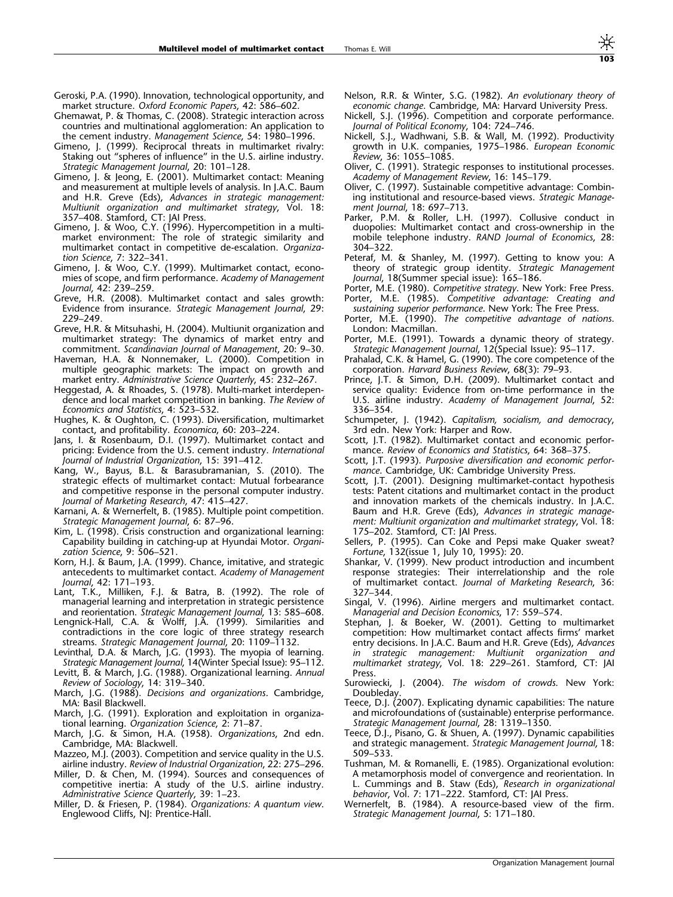Geroski, P.A. (1990). Innovation, technological opportunity, and market structure. *Oxford Economic Papers*, 42: 586–602.

Ghemawat, P. & Thomas, C. (2008). Strategic interaction across countries and multinational agglomeration: An application to the cement industry. *Management Science*, 54: 1980–1996.

Gimeno, J. (1999). Reciprocal threats in multimarket rivalry: Staking out "spheres of influence" in the U.S. airline industry. *Strategic Management Journal*, 20: 101–128.

Gimeno, J. & Jeong, E. (2001). Multimarket contact: Meaning and measurement at multiple levels of analysis. In J.A.C. Baum and H.R. Greve (Eds), *Advances in strategic management: Multiunit organization and multimarket strategy*, Vol. 18: 357–408. Stamford, CT: JAI Press.

Gimeno, J. & Woo, C.Y. (1996). Hypercompetition in a multimarket environment: The role of strategic similarity and multimarket contact in competitive de-escalation. *Organization Science*, 7: 322–341.

Gimeno, J. & Woo, C.Y. (1999). Multimarket contact, economies of scope, and firm performance. *Academy of Management Journal*, 42: 239–259.

Greve, H.R. (2008). Multimarket contact and sales growth: Evidence from insurance. *Strategic Management Journal*, 29: 229–249.

Greve, H.R. & Mitsuhashi, H. (2004). Multiunit organization and multimarket strategy: The dynamics of market entry and commitment. *Scandinavian Journal of Management*, 20: 9–30.

Haveman, H.A. & Nonnemaker, L. (2000). Competition in multiple geographic markets: The impact on growth and market entry. *Administrative Science Quarterly*, 45: 232–267.

Heggestad, A. & Rhoades, S. (1978). Multi-market interdependence and local market competition in banking. *The Review of Economics and Statistics*, 4: 523–532.

Hughes, K. & Oughton, C. (1993). Diversification, multimarket contact, and profitability. *Economica*, 60: 203–224.

Jans, I. & Rosenbaum, D.I. (1997). Multimarket contact and pricing: Evidence from the U.S. cement industry. *International Journal of Industrial Organization*, 15: 391–412.

Kang, W., Bayus, B.L. & Barasubramanian, S. (2010). The strategic effects of multimarket contact: Mutual forbearance and competitive response in the personal computer industry. *Journal of Marketing Research*, 47: 415–427.

Karnani, A. & Wernerfelt, B. (1985). Multiple point competition. *Strategic Management Journal*, 6: 87–96.

Kim, L. (1998). Crisis construction and organizational learning: Capability building in catching-up at Hyundai Motor. *Organization Science*, 9: 506–521.

Korn, H.J. & Baum, J.A. (1999). Chance, imitative, and strategic antecedents to multimarket contact. *Academy of Management Journal*, 42: 171–193.

Lant, T.K., Milliken, F.J. & Batra, B. (1992). The role of managerial learning and interpretation in strategic persistence and reorientation. *Strategic Management Journal*, 13: 585–608.

Lengnick-Hall, C.A. & Wolff, J.A. (1999). Similarities and contradictions in the core logic of three strategy research streams. *Strategic Management Journal*, 20: 1109–1132.

Levinthal, D.A. & March, J.G. (1993). The myopia of learning. *Strategic Management Journal*, 14(Winter Special Issue): 95–112.

Levitt, B. & March, J.G. (1988). Organizational learning. *Annual Review of Sociology*, 14: 319–340.

March, J.G. (1988). *Decisions and organizations*. Cambridge, MA: Basil Blackwell.

March, J.G. (1991). Exploration and exploitation in organizational learning. *Organization Science*, 2: 71–87.

March, J.G. & Simon, H.A. (1958). *Organizations*, 2nd edn. Cambridge, MA: Blackwell.

Mazzeo, M.J. (2003). Competition and service quality in the U.S. airline industry. *Review of Industrial Organization*, 22: 275–296.

Miller, D. & Chen, M. (1994). Sources and consequences of competitive inertia: A study of the U.S. airline industry. *Administrative Science Quarterly*, 39: 1–23.

Miller, D. & Friesen, P. (1984). *Organizations: A quantum view*. Englewood Cliffs, NJ: Prentice-Hall.

Nelson, R.R. & Winter, S.G. (1982). *An evolutionary theory of economic change*. Cambridge, MA: Harvard University Press.

Nickell, S.J. (1996). Competition and corporate performance. *Journal of Political Economy*, 104: 724–746.

Nickell, S.J., Wadhwani, S.B. & Wall, M. (1992). Productivity growth in U.K. companies, 1975–1986. *European Economic Review*, 36: 1055–1085.

Oliver, C. (1991). Strategic responses to institutional processes. *Academy of Management Review*, 16: 145–179.

Oliver, C. (1997). Sustainable competitive advantage: Combining institutional and resource-based views. *Strategic Management Journal*, 18: 697–713.

Parker, P.M. & Roller, L.H. (1997). Collusive conduct in duopolies: Multimarket contact and cross-ownership in the mobile telephone industry. *RAND Journal of Economics*, 28: 304–322.

Peteraf, M. & Shanley, M. (1997). Getting to know you: A theory of strategic group identity. *Strategic Management Journal*, 18(Summer special issue): 165–186.

Porter, M.E. (1980). *Competitive strategy*. New York: Free Press.

Porter, M.E. (1985). *Competitive advantage: Creating and sustaining superior performance*. New York: The Free Press.

Porter, M.E. (1990). *The competitive advantage of nations*. London: Macmillan.

Porter, M.E. (1991). Towards a dynamic theory of strategy. *Strategic Management Journal*, 12(Special Issue): 95–117.

Prahalad, C.K. & Hamel, G. (1990). The core competence of the corporation. *Harvard Business Review*, 68(3): 79–93.

Prince, J.T. & Simon, D.H. (2009). Multimarket contact and service quality: Evidence from on-time performance in the U.S. airline industry. *Academy of Management Journal*, 52: 336–354.

Schumpeter, J. (1942). *Capitalism, socialism, and democracy*, 3rd edn. New York: Harper and Row.

Scott, J.T. (1982). Multimarket contact and economic performance. *Review of Economics and Statistics*, 64: 368–375.

Scott, J.T. (1993). *Purposive diversification and economic performance*. Cambridge, UK: Cambridge University Press.

Scott, J.T. (2001). Designing multimarket-contact hypothesis tests: Patent citations and multimarket contact in the product and innovation markets of the chemicals industry. In J.A.C. Baum and H.R. Greve (Eds), *Advances in strategic management: Multiunit organization and multimarket strategy*, Vol. 18: 175–202. Stamford, CT: JAI Press.

Sellers, P. (1995). Can Coke and Pepsi make Quaker sweat? *Fortune*, 132(issue 1, July 10, 1995): 20.

Shankar, V. (1999). New product introduction and incumbent response strategies: Their interrelationship and the role of multimarket contact. *Journal of Marketing Research*, 36: 327–344.

Singal, V. (1996). Airline mergers and multimarket contact. *Managerial and Decision Economics*, 17: 559–574.

Stephan, J. & Boeker, W. (2001). Getting to multimarket competition: How multimarket contact affects firms' market entry decisions. In J.A.C. Baum and H.R. Greve (Eds), *Advances in strategic management: Multiunit organization and multimarket strategy*, Vol. 18: 229–261. Stamford, CT: JAI Press.

Surowiecki, J. (2004). *The wisdom of crowds*. New York: Doubleday.

Teece, D.J. (2007). Explicating dynamic capabilities: The nature and microfoundations of (sustainable) enterprise performance. *Strategic Management Journal*, 28: 1319–1350.

Teece, D.J., Pisano, G. & Shuen, A. (1997). Dynamic capabilities and strategic management. *Strategic Management Journal*, 18: 509–533.

Tushman, M. & Romanelli, E. (1985). Organizational evolution: A metamorphosis model of convergence and reorientation. In L. Cummings and B. Staw (Eds), *Research in organizational behavior*, Vol. 7: 171–222. Stamford, CT: JAI Press.

Wernerfelt, B. (1984). A resource-based view of the firm. *Strategic Management Journal*, 5: 171–180.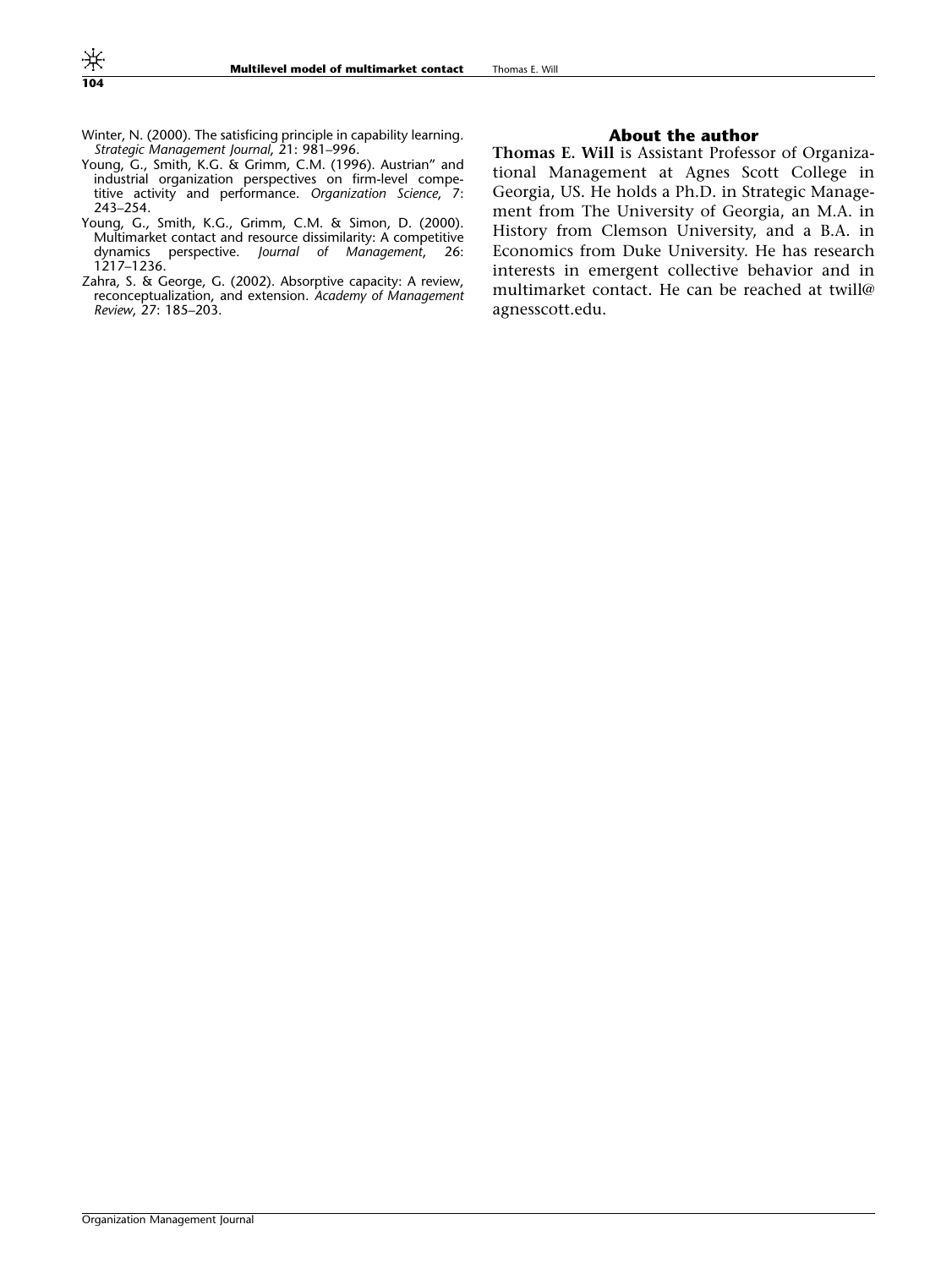Winter, N. (2000). The satisficing principle in capability learning. *Strategic Management Journal*, 21: 981–996.

Young, G., Smith, K.G. & Grimm, C.M. (1996). Austrian" and industrial organization perspectives on firm-level competitive activity and performance. *Organization Science*, 7: 243–254.

Young, G., Smith, K.G., Grimm, C.M. & Simon, D. (2000). Multimarket contact and resource dissimilarity: A competitive dynamics perspective. *Journal of Management*, 26: 1217–1236.

Zahra, S. & George, G. (2002). Absorptive capacity: A review, reconceptualization, and extension. *Academy of Management Review*, 27: 185–203.

## About the author

**Thomas E. Will** is Assistant Professor of Organizational Management at Agnes Scott College in Georgia, US. He holds a Ph.D. in Strategic Management from The University of Georgia, an M.A. in History from Clemson University, and a B.A. in Economics from Duke University. He has research interests in emergent collective behavior and in multimarket contact. He can be reached at twill@agnesscott.edu.